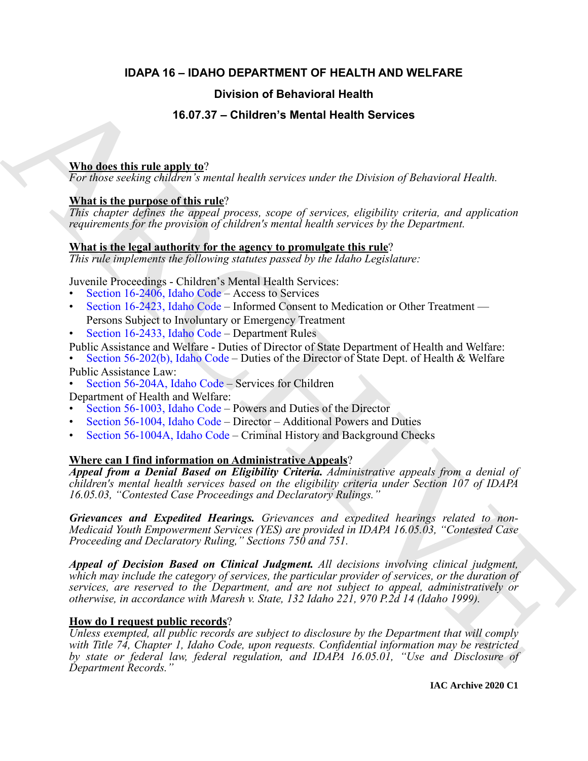# IDAPA 16 – IDAHO DEPARTMENT OF HEALTH AND WELFARE

## Division of Behavioral Health

## 16.07.37 – Children's Mental Health Services

**Who does this rule apply to**?

*For those seeking children's mental health services under the Division of Behavioral Health.*

**What is the purpose of this rule**?

*This chapter defines the appeal process, scope of services, eligibility criteria, and application requirements for the provision of children's mental health services by the Department.*

**What is the legal authority for the agency to promulgate this rule**?

*This rule implements the following statutes passed by the Idaho Legislature:*

Juvenile Proceedings - Children's Mental Health Services:
- Section 16-2406, Idaho Code – Access to Services
- Section 16-2423, Idaho Code – Informed Consent to Medication or Other Treatment — Persons Subject to Involuntary or Emergency Treatment
- Section 16-2433, Idaho Code – Department Rules

Public Assistance and Welfare - Duties of Director of State Department of Health and Welfare:
- Section 56-202(b), Idaho Code – Duties of the Director of State Dept. of Health & Welfare

Public Assistance Law:
- Section 56-204A, Idaho Code – Services for Children

Department of Health and Welfare:
- Section 56-1003, Idaho Code – Powers and Duties of the Director
- Section 56-1004, Idaho Code – Director – Additional Powers and Duties
- Section 56-1004A, Idaho Code – Criminal History and Background Checks

**Where can I find information on Administrative Appeals**?

***Appeal from a Denial Based on Eligibility Criteria.*** *Administrative appeals from a denial of children's mental health services based on the eligibility criteria under Section 107 of IDAPA 16.05.03, "Contested Case Proceedings and Declaratory Rulings."*

***Grievances and Expedited Hearings.*** *Grievances and expedited hearings related to non-Medicaid Youth Empowerment Services (YES) are provided in IDAPA 16.05.03, "Contested Case Proceeding and Declaratory Ruling," Sections 750 and 751.*

***Appeal of Decision Based on Clinical Judgment.*** *All decisions involving clinical judgment, which may include the category of services, the particular provider of services, or the duration of services, are reserved to the Department, and are not subject to appeal, administratively or otherwise, in accordance with Maresh v. State, 132 Idaho 221, 970 P.2d 14 (Idaho 1999).*

**How do I request public records**?

*Unless exempted, all public records are subject to disclosure by the Department that will comply with Title 74, Chapter 1, Idaho Code, upon requests. Confidential information may be restricted by state or federal law, federal regulation, and IDAPA 16.05.01, "Use and Disclosure of Department Records."*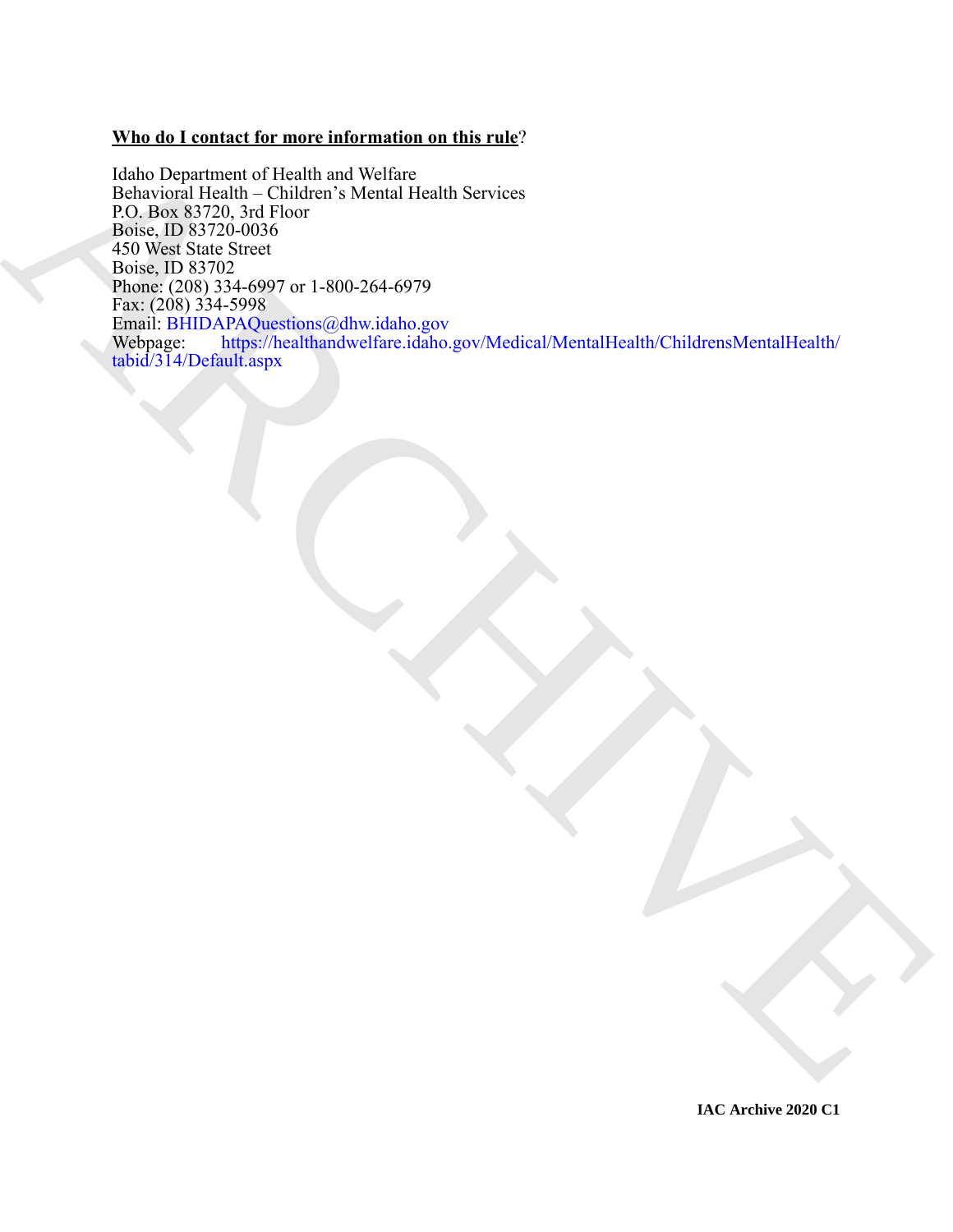**<u>Who do I contact for more information on this rule</u>?**

Idaho Department of Health and Welfare
Behavioral Health – Children's Mental Health Services
P.O. Box 83720, 3rd Floor
Boise, ID 83720-0036
450 West State Street
Boise, ID 83702
Phone: (208) 334-6997 or 1-800-264-6979
Fax: (208) 334-5998
Email: BHIDAPAQuestions@dhw.idaho.gov
Webpage: https://healthandwelfare.idaho.gov/Medical/MentalHealth/ChildrensMentalHealth/tabid/314/Default.aspx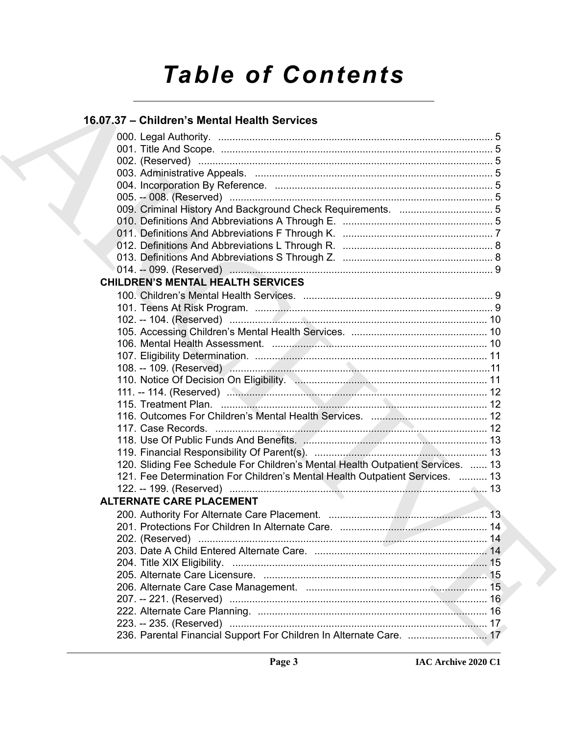# Table of Contents

## 16.07.37 – Children's Mental Health Services

000. Legal Authority. ..... 5
001. Title And Scope. ..... 5
002. (Reserved) ..... 5
003. Administrative Appeals. ..... 5
004. Incorporation By Reference. ..... 5
005. -- 008. (Reserved) ..... 5
009. Criminal History And Background Check Requirements. ..... 5
010. Definitions And Abbreviations A Through E. ..... 5
011. Definitions And Abbreviations F Through K. ..... 7
012. Definitions And Abbreviations L Through R. ..... 8
013. Definitions And Abbreviations S Through Z. ..... 8
014. -- 099. (Reserved) ..... 9

### CHILDREN'S MENTAL HEALTH SERVICES

100. Children's Mental Health Services. ..... 9
101. Teens At Risk Program. ..... 9
102. -- 104. (Reserved) ..... 10
105. Accessing Children's Mental Health Services. ..... 10
106. Mental Health Assessment. ..... 10
107. Eligibility Determination. ..... 11
108. -- 109. (Reserved) ..... 11
110. Notice Of Decision On Eligibility. ..... 11
111. -- 114. (Reserved) ..... 12
115. Treatment Plan. ..... 12
116. Outcomes For Children's Mental Health Services. ..... 12
117. Case Records. ..... 12
118. Use Of Public Funds And Benefits. ..... 13
119. Financial Responsibility Of Parent(s). ..... 13
120. Sliding Fee Schedule For Children's Mental Health Outpatient Services. ..... 13
121. Fee Determination For Children's Mental Health Outpatient Services. ..... 13
122. -- 199. (Reserved) ..... 13

### ALTERNATE CARE PLACEMENT

200. Authority For Alternate Care Placement. ..... 13
201. Protections For Children In Alternate Care. ..... 14
202. (Reserved) ..... 14
203. Date A Child Entered Alternate Care. ..... 14
204. Title XIX Eligibility. ..... 15
205. Alternate Care Licensure. ..... 15
206. Alternate Care Case Management. ..... 15
207. -- 221. (Reserved) ..... 16
222. Alternate Care Planning. ..... 16
223. -- 235. (Reserved) ..... 17
236. Parental Financial Support For Children In Alternate Care. ..... 17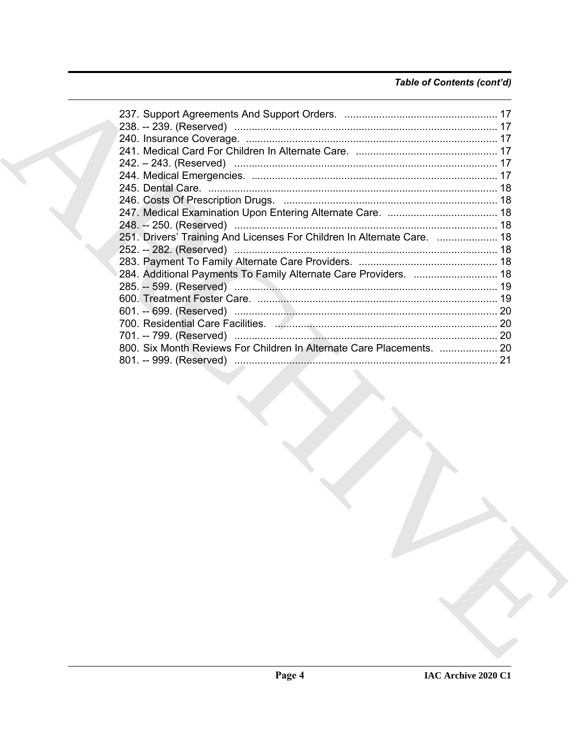*Table of Contents (cont'd)*

237. Support Agreements And Support Orders. ..................................................... 17
238. -- 239. (Reserved) ........................................................................................... 17
240. Insurance Coverage. ....................................................................................... 17
241. Medical Card For Children In Alternate Care. ................................................. 17
242. – 243. (Reserved) ........................................................................................... 17
244. Medical Emergencies. ..................................................................................... 17
245. Dental Care. .................................................................................................... 18
246. Costs Of Prescription Drugs. ........................................................................... 18
247. Medical Examination Upon Entering Alternate Care. ...................................... 18
248. -- 250. (Reserved) ........................................................................................... 18
251. Drivers' Training And Licenses For Children In Alternate Care. ..................... 18
252. -- 282. (Reserved) ........................................................................................... 18
283. Payment To Family Alternate Care Providers. ................................................ 18
284. Additional Payments To Family Alternate Care Providers. ............................. 18
285. -- 599. (Reserved) ........................................................................................... 19
600. Treatment Foster Care. ................................................................................... 19
601. -- 699. (Reserved) ........................................................................................... 20
700. Residential Care Facilities. ............................................................................. 20
701. -- 799. (Reserved) ........................................................................................... 20
800. Six Month Reviews For Children In Alternate Care Placements. .................... 20
801. -- 999. (Reserved) ........................................................................................... 21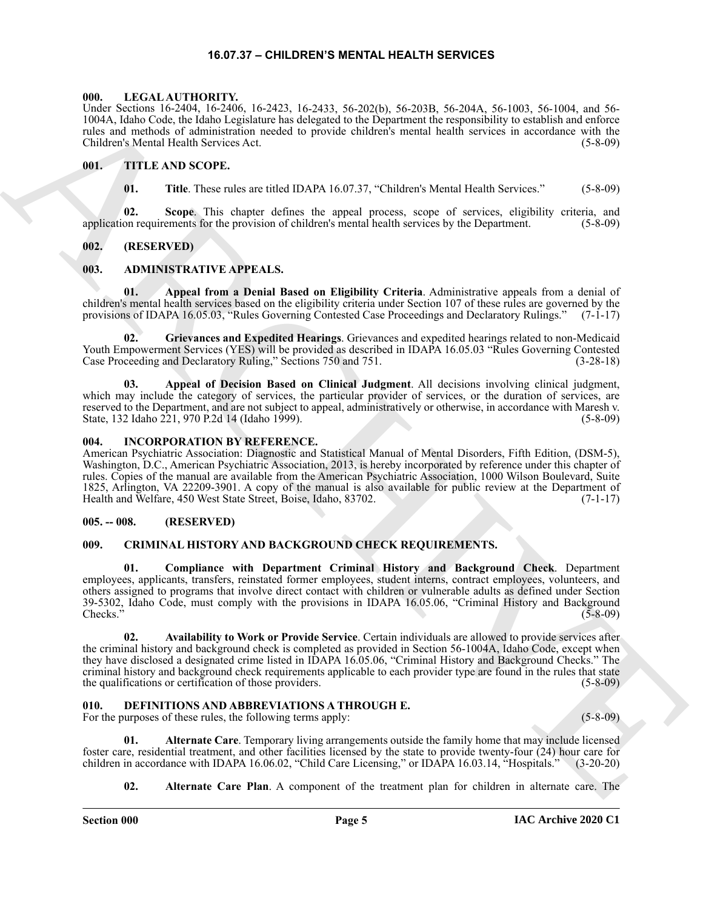# 16.07.37 – CHILDREN'S MENTAL HEALTH SERVICES

## 000. LEGAL AUTHORITY.

Under Sections 16-2404, 16-2406, 16-2423, 16-2433, 56-202(b), 56-203B, 56-204A, 56-1003, 56-1004, and 56-1004A, Idaho Code, the Idaho Legislature has delegated to the Department the responsibility to establish and enforce rules and methods of administration needed to provide children's mental health services in accordance with the Children's Mental Health Services Act. (5-8-09)

## 001. TITLE AND SCOPE.

**01. Title**. These rules are titled IDAPA 16.07.37, "Children's Mental Health Services." (5-8-09)

**02. Scope**. This chapter defines the appeal process, scope of services, eligibility criteria, and application requirements for the provision of children's mental health services by the Department. (5-8-09)

## 002. (RESERVED)

## 003. ADMINISTRATIVE APPEALS.

**01. Appeal from a Denial Based on Eligibility Criteria**. Administrative appeals from a denial of children's mental health services based on the eligibility criteria under Section 107 of these rules are governed by the provisions of IDAPA 16.05.03, "Rules Governing Contested Case Proceedings and Declaratory Rulings." (7-1-17)

**02. Grievances and Expedited Hearings**. Grievances and expedited hearings related to non-Medicaid Youth Empowerment Services (YES) will be provided as described in IDAPA 16.05.03 "Rules Governing Contested Case Proceeding and Declaratory Ruling," Sections 750 and 751. (3-28-18)

**03. Appeal of Decision Based on Clinical Judgment**. All decisions involving clinical judgment, which may include the category of services, the particular provider of services, or the duration of services, are reserved to the Department, and are not subject to appeal, administratively or otherwise, in accordance with Maresh v. State, 132 Idaho 221, 970 P.2d 14 (Idaho 1999). (5-8-09)

## 004. INCORPORATION BY REFERENCE.

American Psychiatric Association: Diagnostic and Statistical Manual of Mental Disorders, Fifth Edition, (DSM-5), Washington, D.C., American Psychiatric Association, 2013, is hereby incorporated by reference under this chapter of rules. Copies of the manual are available from the American Psychiatric Association, 1000 Wilson Boulevard, Suite 1825, Arlington, VA 22209-3901. A copy of the manual is also available for public review at the Department of Health and Welfare, 450 West State Street, Boise, Idaho, 83702. (7-1-17)

## 005. -- 008. (RESERVED)

## 009. CRIMINAL HISTORY AND BACKGROUND CHECK REQUIREMENTS.

**01. Compliance with Department Criminal History and Background Check**. Department employees, applicants, transfers, reinstated former employees, student interns, contract employees, volunteers, and others assigned to programs that involve direct contact with children or vulnerable adults as defined under Section 39-5302, Idaho Code, must comply with the provisions in IDAPA 16.05.06, "Criminal History and Background Checks." (5-8-09)

**02. Availability to Work or Provide Service**. Certain individuals are allowed to provide services after the criminal history and background check is completed as provided in Section 56-1004A, Idaho Code, except when they have disclosed a designated crime listed in IDAPA 16.05.06, "Criminal History and Background Checks." The criminal history and background check requirements applicable to each provider type are found in the rules that state the qualifications or certification of those providers. (5-8-09)

## 010. DEFINITIONS AND ABBREVIATIONS A THROUGH E.

For the purposes of these rules, the following terms apply: (5-8-09)

**01. Alternate Care**. Temporary living arrangements outside the family home that may include licensed foster care, residential treatment, and other facilities licensed by the state to provide twenty-four (24) hour care for children in accordance with IDAPA 16.06.02, "Child Care Licensing," or IDAPA 16.03.14, "Hospitals." (3-20-20)

**02. Alternate Care Plan**. A component of the treatment plan for children in alternate care. The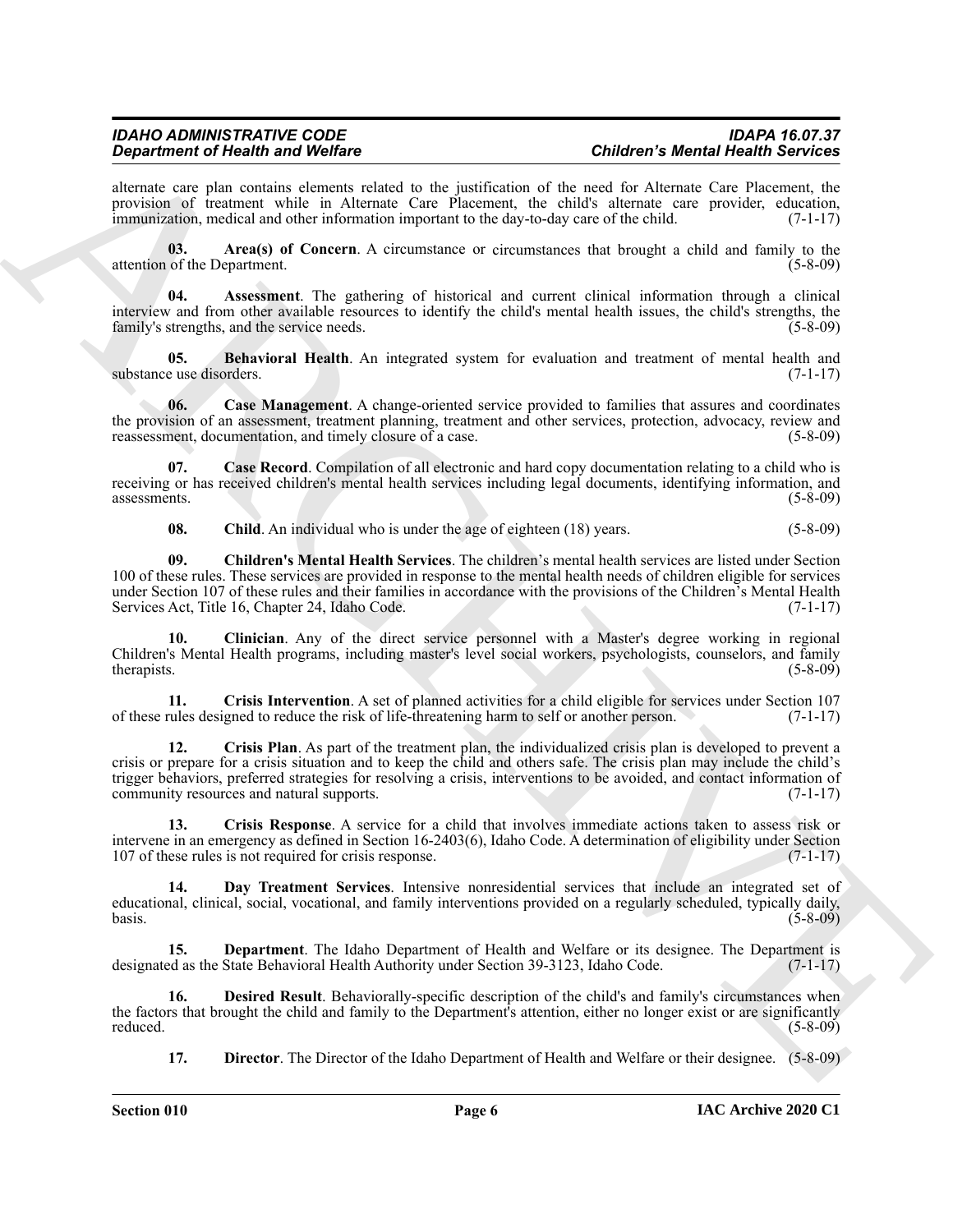alternate care plan contains elements related to the justification of the need for Alternate Care Placement, the provision of treatment while in Alternate Care Placement, the child's alternate care provider, education, immunization, medical and other information important to the day-to-day care of the child. (7-1-17)

**03. Area(s) of Concern**. A circumstance or circumstances that brought a child and family to the attention of the Department. (5-8-09)

**04. Assessment**. The gathering of historical and current clinical information through a clinical interview and from other available resources to identify the child's mental health issues, the child's strengths, the family's strengths, and the service needs. (5-8-09)

**05. Behavioral Health**. An integrated system for evaluation and treatment of mental health and substance use disorders. (7-1-17)

**06. Case Management**. A change-oriented service provided to families that assures and coordinates the provision of an assessment, treatment planning, treatment and other services, protection, advocacy, review and reassessment, documentation, and timely closure of a case. (5-8-09)

**07. Case Record**. Compilation of all electronic and hard copy documentation relating to a child who is receiving or has received children's mental health services including legal documents, identifying information, and assessments. (5-8-09)

**08. Child**. An individual who is under the age of eighteen (18) years. (5-8-09)

**09. Children's Mental Health Services**. The children's mental health services are listed under Section 100 of these rules. These services are provided in response to the mental health needs of children eligible for services under Section 107 of these rules and their families in accordance with the provisions of the Children's Mental Health Services Act, Title 16, Chapter 24, Idaho Code. (7-1-17)

**10. Clinician**. Any of the direct service personnel with a Master's degree working in regional Children's Mental Health programs, including master's level social workers, psychologists, counselors, and family therapists. (5-8-09)

**11. Crisis Intervention**. A set of planned activities for a child eligible for services under Section 107 of these rules designed to reduce the risk of life-threatening harm to self or another person. (7-1-17)

**12. Crisis Plan**. As part of the treatment plan, the individualized crisis plan is developed to prevent a crisis or prepare for a crisis situation and to keep the child and others safe. The crisis plan may include the child's trigger behaviors, preferred strategies for resolving a crisis, interventions to be avoided, and contact information of community resources and natural supports. (7-1-17)

**13. Crisis Response**. A service for a child that involves immediate actions taken to assess risk or intervene in an emergency as defined in Section 16-2403(6), Idaho Code. A determination of eligibility under Section 107 of these rules is not required for crisis response. (7-1-17)

**14. Day Treatment Services**. Intensive nonresidential services that include an integrated set of educational, clinical, social, vocational, and family interventions provided on a regularly scheduled, typically daily, basis. (5-8-09)

**15. Department**. The Idaho Department of Health and Welfare or its designee. The Department is designated as the State Behavioral Health Authority under Section 39-3123, Idaho Code. (7-1-17)

**16. Desired Result**. Behaviorally-specific description of the child's and family's circumstances when the factors that brought the child and family to the Department's attention, either no longer exist or are significantly reduced. (5-8-09)

**17. Director**. The Director of the Idaho Department of Health and Welfare or their designee. (5-8-09)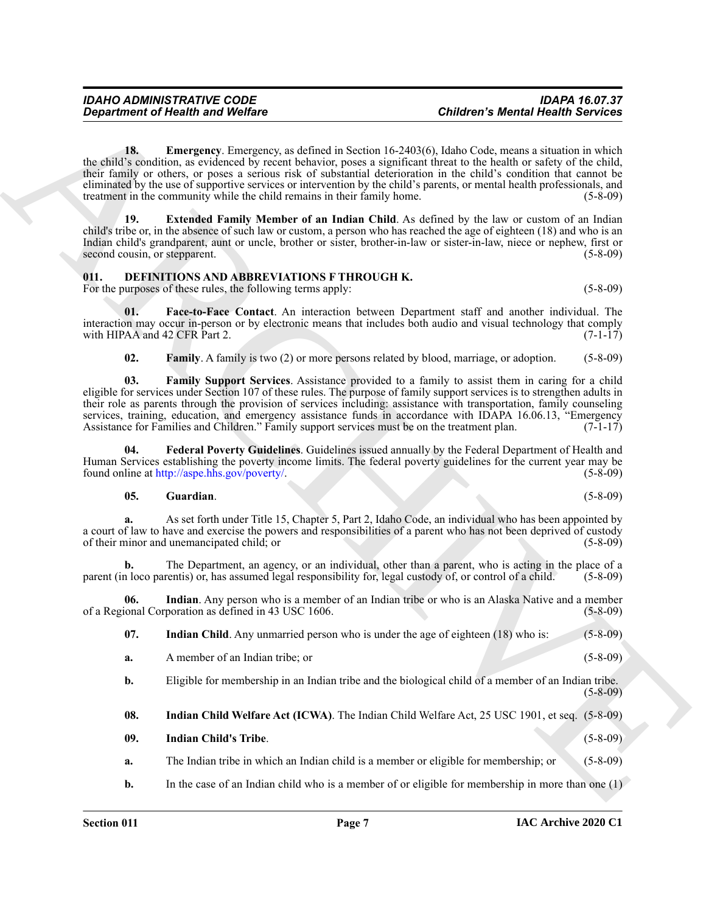**18. Emergency**. Emergency, as defined in Section 16-2403(6), Idaho Code, means a situation in which the child's condition, as evidenced by recent behavior, poses a significant threat to the health or safety of the child, their family or others, or poses a serious risk of substantial deterioration in the child's condition that cannot be eliminated by the use of supportive services or intervention by the child's parents, or mental health professionals, and treatment in the community while the child remains in their family home. (5-8-09)

**19. Extended Family Member of an Indian Child**. As defined by the law or custom of an Indian child's tribe or, in the absence of such law or custom, a person who has reached the age of eighteen (18) and who is an Indian child's grandparent, aunt or uncle, brother or sister, brother-in-law or sister-in-law, niece or nephew, first or second cousin, or stepparent. (5-8-09)

## 011. DEFINITIONS AND ABBREVIATIONS F THROUGH K.

For the purposes of these rules, the following terms apply: (5-8-09)

**01. Face-to-Face Contact**. An interaction between Department staff and another individual. The interaction may occur in-person or by electronic means that includes both audio and visual technology that comply with HIPAA and 42 CFR Part 2. (7-1-17)

**02. Family**. A family is two (2) or more persons related by blood, marriage, or adoption. (5-8-09)

**03. Family Support Services**. Assistance provided to a family to assist them in caring for a child eligible for services under Section 107 of these rules. The purpose of family support services is to strengthen adults in their role as parents through the provision of services including: assistance with transportation, family counseling services, training, education, and emergency assistance funds in accordance with IDAPA 16.06.13, "Emergency Assistance for Families and Children." Family support services must be on the treatment plan. (7-1-17)

**04. Federal Poverty Guidelines**. Guidelines issued annually by the Federal Department of Health and Human Services establishing the poverty income limits. The federal poverty guidelines for the current year may be found online at http://aspe.hhs.gov/poverty/. (5-8-09)

**05. Guardian**. (5-8-09)

**a.** As set forth under Title 15, Chapter 5, Part 2, Idaho Code, an individual who has been appointed by a court of law to have and exercise the powers and responsibilities of a parent who has not been deprived of custody of their minor and unemancipated child; or (5-8-09)

**b.** The Department, an agency, or an individual, other than a parent, who is acting in the place of a parent (in loco parentis) or, has assumed legal responsibility for, legal custody of, or control of a child. (5-8-09)

**06. Indian**. Any person who is a member of an Indian tribe or who is an Alaska Native and a member of a Regional Corporation as defined in 43 USC 1606. (5-8-09)

**07. Indian Child**. Any unmarried person who is under the age of eighteen (18) who is: (5-8-09)

**a.** A member of an Indian tribe; or (5-8-09)

**b.** Eligible for membership in an Indian tribe and the biological child of a member of an Indian tribe. (5-8-09)

**08. Indian Child Welfare Act (ICWA)**. The Indian Child Welfare Act, 25 USC 1901, et seq. (5-8-09)

**09. Indian Child's Tribe**. (5-8-09)

**a.** The Indian tribe in which an Indian child is a member or eligible for membership; or (5-8-09)

**b.** In the case of an Indian child who is a member of or eligible for membership in more than one (1)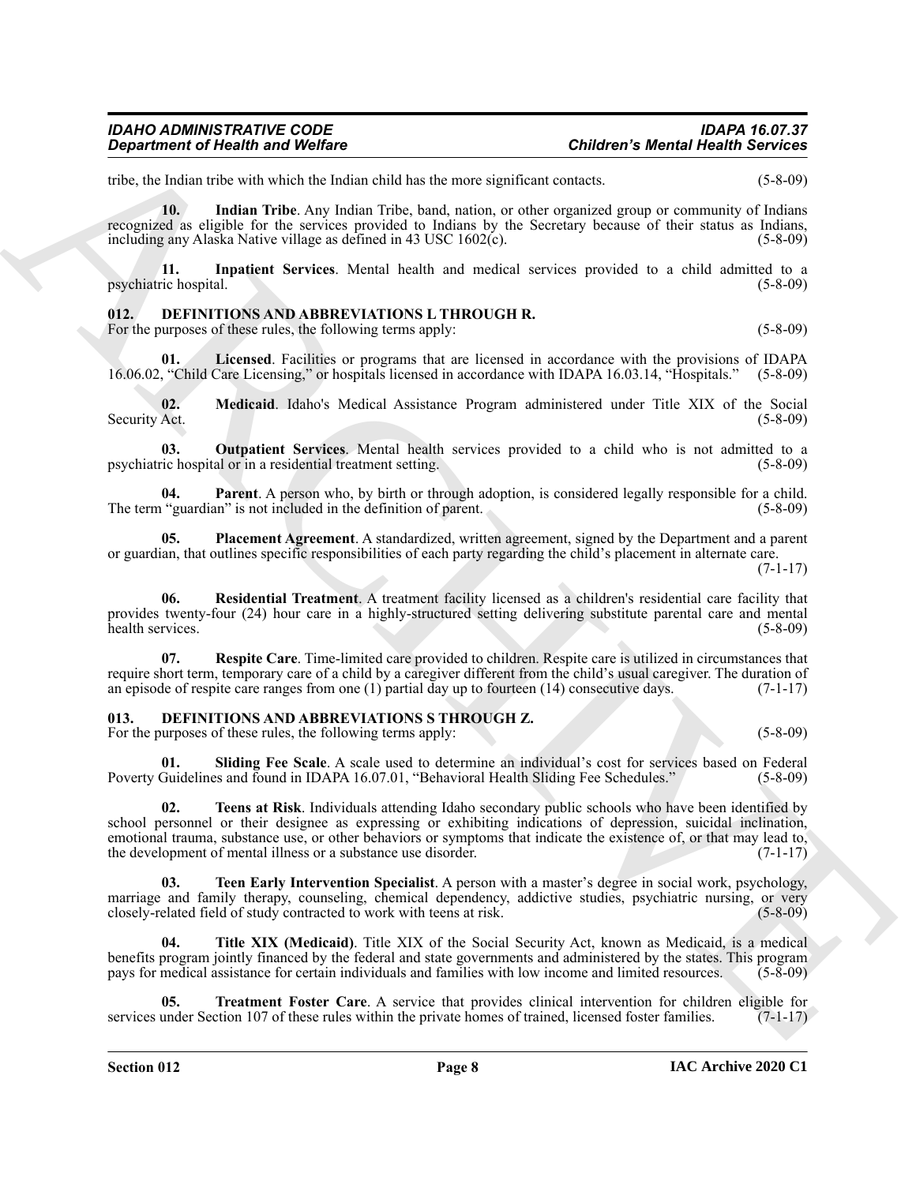tribe, the Indian tribe with which the Indian child has the more significant contacts. (5-8-09)

**10. Indian Tribe**. Any Indian Tribe, band, nation, or other organized group or community of Indians recognized as eligible for the services provided to Indians by the Secretary because of their status as Indians, including any Alaska Native village as defined in 43 USC 1602(c). (5-8-09)

**11. Inpatient Services**. Mental health and medical services provided to a child admitted to a psychiatric hospital. (5-8-09)

### 012. DEFINITIONS AND ABBREVIATIONS L THROUGH R.

For the purposes of these rules, the following terms apply: (5-8-09)

**01. Licensed**. Facilities or programs that are licensed in accordance with the provisions of IDAPA 16.06.02, "Child Care Licensing," or hospitals licensed in accordance with IDAPA 16.03.14, "Hospitals." (5-8-09)

**02. Medicaid**. Idaho's Medical Assistance Program administered under Title XIX of the Social Security Act. (5-8-09)

**03. Outpatient Services**. Mental health services provided to a child who is not admitted to a psychiatric hospital or in a residential treatment setting. (5-8-09)

**04. Parent**. A person who, by birth or through adoption, is considered legally responsible for a child. The term "guardian" is not included in the definition of parent. (5-8-09)

**05. Placement Agreement**. A standardized, written agreement, signed by the Department and a parent or guardian, that outlines specific responsibilities of each party regarding the child's placement in alternate care. (7-1-17)

**06. Residential Treatment**. A treatment facility licensed as a children's residential care facility that provides twenty-four (24) hour care in a highly-structured setting delivering substitute parental care and mental health services. (5-8-09)

**07. Respite Care**. Time-limited care provided to children. Respite care is utilized in circumstances that require short term, temporary care of a child by a caregiver different from the child's usual caregiver. The duration of an episode of respite care ranges from one (1) partial day up to fourteen (14) consecutive days. (7-1-17)

### 013. DEFINITIONS AND ABBREVIATIONS S THROUGH Z.

For the purposes of these rules, the following terms apply: (5-8-09)

**01. Sliding Fee Scale**. A scale used to determine an individual's cost for services based on Federal Poverty Guidelines and found in IDAPA 16.07.01, "Behavioral Health Sliding Fee Schedules." (5-8-09)

**02. Teens at Risk**. Individuals attending Idaho secondary public schools who have been identified by school personnel or their designee as expressing or exhibiting indications of depression, suicidal inclination, emotional trauma, substance use, or other behaviors or symptoms that indicate the existence of, or that may lead to, the development of mental illness or a substance use disorder. (7-1-17)

**03. Teen Early Intervention Specialist**. A person with a master's degree in social work, psychology, marriage and family therapy, counseling, chemical dependency, addictive studies, psychiatric nursing, or very closely-related field of study contracted to work with teens at risk. (5-8-09)

**04. Title XIX (Medicaid)**. Title XIX of the Social Security Act, known as Medicaid, is a medical benefits program jointly financed by the federal and state governments and administered by the states. This program pays for medical assistance for certain individuals and families with low income and limited resources. (5-8-09)

**05. Treatment Foster Care**. A service that provides clinical intervention for children eligible for services under Section 107 of these rules within the private homes of trained, licensed foster families. (7-1-17)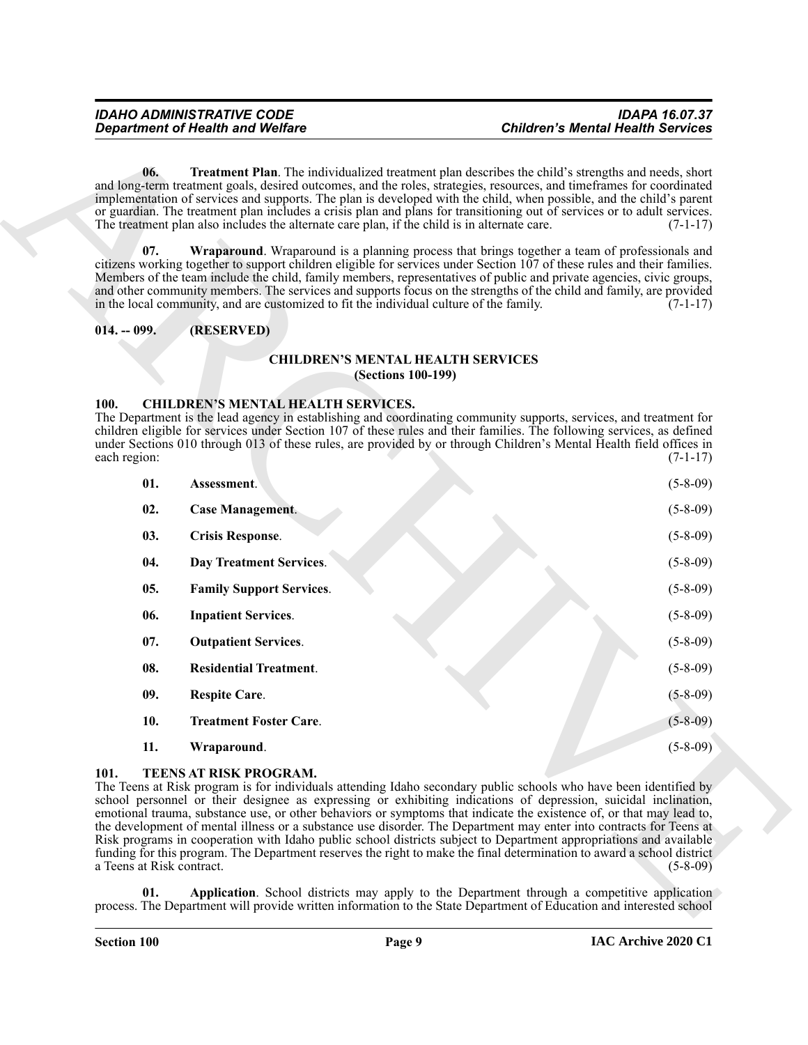**06. Treatment Plan**. The individualized treatment plan describes the child's strengths and needs, short and long-term treatment goals, desired outcomes, and the roles, strategies, resources, and timeframes for coordinated implementation of services and supports. The plan is developed with the child, when possible, and the child's parent or guardian. The treatment plan includes a crisis plan and plans for transitioning out of services or to adult services. The treatment plan also includes the alternate care plan, if the child is in alternate care. (7-1-17)

**07. Wraparound**. Wraparound is a planning process that brings together a team of professionals and citizens working together to support children eligible for services under Section 107 of these rules and their families. Members of the team include the child, family members, representatives of public and private agencies, civic groups, and other community members. The services and supports focus on the strengths of the child and family, are provided in the local community, and are customized to fit the individual culture of the family. (7-1-17)

**014. -- 099. (RESERVED)**

## CHILDREN'S MENTAL HEALTH SERVICES
**(Sections 100-199)**

### 100. CHILDREN'S MENTAL HEALTH SERVICES.

The Department is the lead agency in establishing and coordinating community supports, services, and treatment for children eligible for services under Section 107 of these rules and their families. The following services, as defined under Sections 010 through 013 of these rules, are provided by or through Children's Mental Health field offices in each region: (7-1-17)

**01. Assessment**. (5-8-09)

**02. Case Management**. (5-8-09)

**03. Crisis Response**. (5-8-09)

**04. Day Treatment Services**. (5-8-09)

**05. Family Support Services**. (5-8-09)

**06. Inpatient Services**. (5-8-09)

**07. Outpatient Services**. (5-8-09)

**08. Residential Treatment**. (5-8-09)

**09. Respite Care**. (5-8-09)

**10. Treatment Foster Care**. (5-8-09)

**11. Wraparound**. (5-8-09)

### 101. TEENS AT RISK PROGRAM.

The Teens at Risk program is for individuals attending Idaho secondary public schools who have been identified by school personnel or their designee as expressing or exhibiting indications of depression, suicidal inclination, emotional trauma, substance use, or other behaviors or symptoms that indicate the existence of, or that may lead to, the development of mental illness or a substance use disorder. The Department may enter into contracts for Teens at Risk programs in cooperation with Idaho public school districts subject to Department appropriations and available funding for this program. The Department reserves the right to make the final determination to award a school district a Teens at Risk contract. (5-8-09)

**01. Application**. School districts may apply to the Department through a competitive application process. The Department will provide written information to the State Department of Education and interested school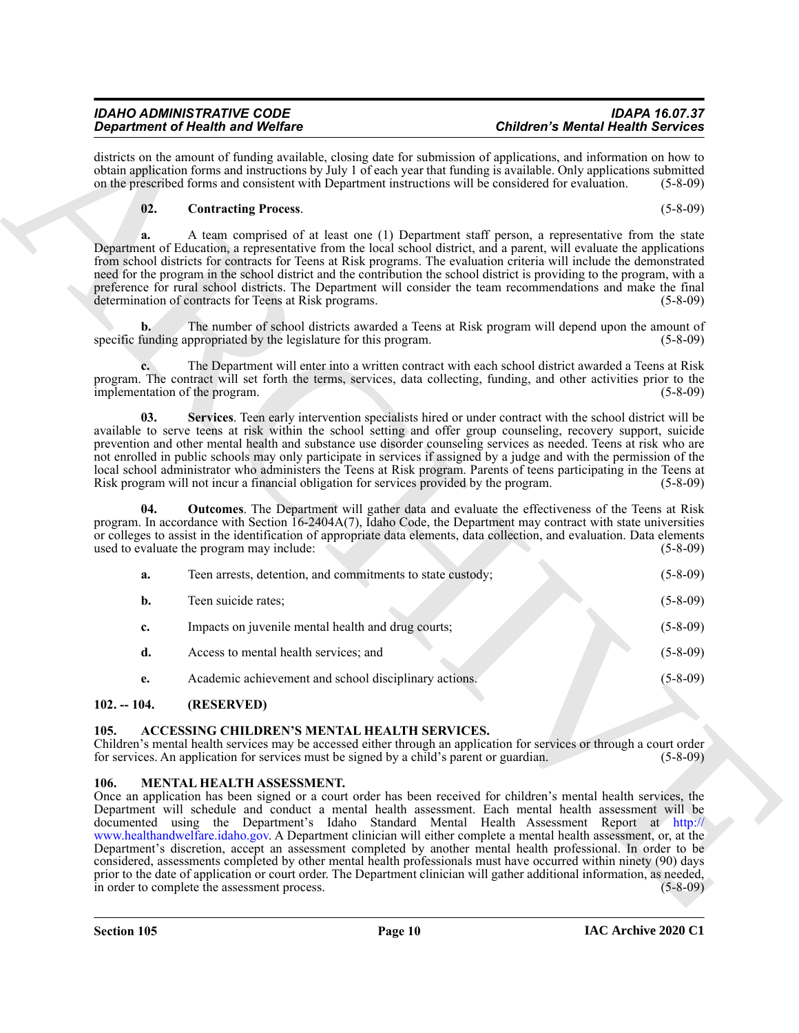districts on the amount of funding available, closing date for submission of applications, and information on how to obtain application forms and instructions by July 1 of each year that funding is available. Only applications submitted on the prescribed forms and consistent with Department instructions will be considered for evaluation. (5-8-09)

**02. Contracting Process**. (5-8-09)

**a.** A team comprised of at least one (1) Department staff person, a representative from the state Department of Education, a representative from the local school district, and a parent, will evaluate the applications from school districts for contracts for Teens at Risk programs. The evaluation criteria will include the demonstrated need for the program in the school district and the contribution the school district is providing to the program, with a preference for rural school districts. The Department will consider the team recommendations and make the final determination of contracts for Teens at Risk programs. (5-8-09)

**b.** The number of school districts awarded a Teens at Risk program will depend upon the amount of specific funding appropriated by the legislature for this program. (5-8-09)

**c.** The Department will enter into a written contract with each school district awarded a Teens at Risk program. The contract will set forth the terms, services, data collecting, funding, and other activities prior to the implementation of the program. (5-8-09)

**03. Services**. Teen early intervention specialists hired or under contract with the school district will be available to serve teens at risk within the school setting and offer group counseling, recovery support, suicide prevention and other mental health and substance use disorder counseling services as needed. Teens at risk who are not enrolled in public schools may only participate in services if assigned by a judge and with the permission of the local school administrator who administers the Teens at Risk program. Parents of teens participating in the Teens at Risk program will not incur a financial obligation for services provided by the program. (5-8-09)

**04. Outcomes**. The Department will gather data and evaluate the effectiveness of the Teens at Risk program. In accordance with Section 16-2404A(7), Idaho Code, the Department may contract with state universities or colleges to assist in the identification of appropriate data elements, data collection, and evaluation. Data elements used to evaluate the program may include: (5-8-09)

**a.** Teen arrests, detention, and commitments to state custody; (5-8-09)

**b.** Teen suicide rates; (5-8-09)

**c.** Impacts on juvenile mental health and drug courts; (5-8-09)

**d.** Access to mental health services; and (5-8-09)

**e.** Academic achievement and school disciplinary actions. (5-8-09)

## 102. -- 104. (RESERVED)

## 105. ACCESSING CHILDREN'S MENTAL HEALTH SERVICES.

Children's mental health services may be accessed either through an application for services or through a court order for services. An application for services must be signed by a child's parent or guardian. (5-8-09)

## 106. MENTAL HEALTH ASSESSMENT.

Once an application has been signed or a court order has been received for children's mental health services, the Department will schedule and conduct a mental health assessment. Each mental health assessment will be documented using the Department's Idaho Standard Mental Health Assessment Report at http://www.healthandwelfare.idaho.gov. A Department clinician will either complete a mental health assessment, or, at the Department's discretion, accept an assessment completed by another mental health professional. In order to be considered, assessments completed by other mental health professionals must have occurred within ninety (90) days prior to the date of application or court order. The Department clinician will gather additional information, as needed, in order to complete the assessment process. (5-8-09)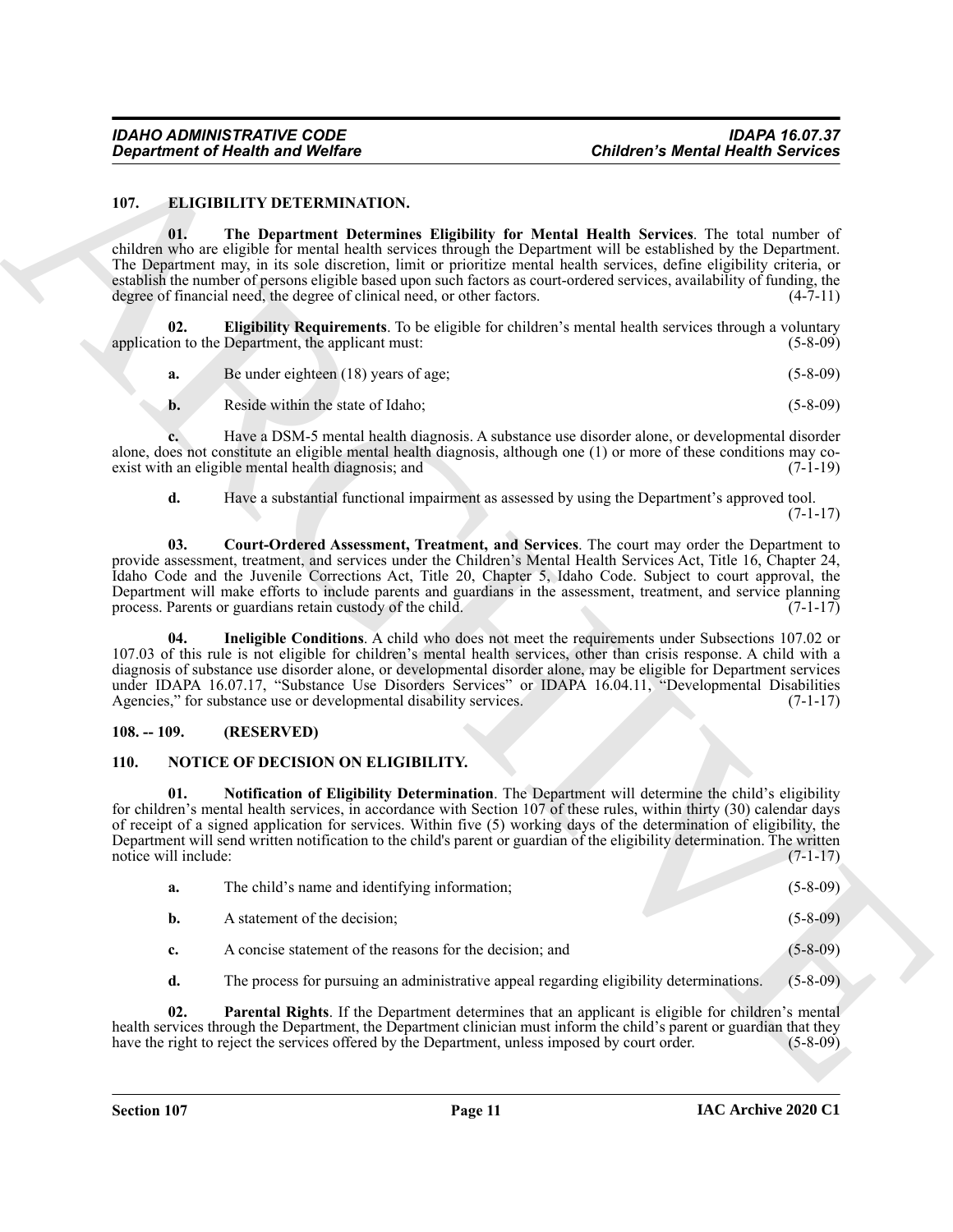### 107. ELIGIBILITY DETERMINATION.

**01. The Department Determines Eligibility for Mental Health Services**. The total number of children who are eligible for mental health services through the Department will be established by the Department. The Department may, in its sole discretion, limit or prioritize mental health services, define eligibility criteria, or establish the number of persons eligible based upon such factors as court-ordered services, availability of funding, the degree of financial need, the degree of clinical need, or other factors. (4-7-11)

**02. Eligibility Requirements**. To be eligible for children's mental health services through a voluntary application to the Department, the applicant must: (5-8-09)

**a.** Be under eighteen (18) years of age; (5-8-09)

**b.** Reside within the state of Idaho; (5-8-09)

**c.** Have a DSM-5 mental health diagnosis. A substance use disorder alone, or developmental disorder alone, does not constitute an eligible mental health diagnosis, although one (1) or more of these conditions may co-exist with an eligible mental health diagnosis; and (7-1-19)

**d.** Have a substantial functional impairment as assessed by using the Department's approved tool. (7-1-17)

**03. Court-Ordered Assessment, Treatment, and Services**. The court may order the Department to provide assessment, treatment, and services under the Children's Mental Health Services Act, Title 16, Chapter 24, Idaho Code and the Juvenile Corrections Act, Title 20, Chapter 5, Idaho Code. Subject to court approval, the Department will make efforts to include parents and guardians in the assessment, treatment, and service planning process. Parents or guardians retain custody of the child. (7-1-17)

**04. Ineligible Conditions**. A child who does not meet the requirements under Subsections 107.02 or 107.03 of this rule is not eligible for children's mental health services, other than crisis response. A child with a diagnosis of substance use disorder alone, or developmental disorder alone, may be eligible for Department services under IDAPA 16.07.17, "Substance Use Disorders Services" or IDAPA 16.04.11, "Developmental Disabilities Agencies," for substance use or developmental disability services. (7-1-17)

### 108. -- 109. (RESERVED)

### 110. NOTICE OF DECISION ON ELIGIBILITY.

**01. Notification of Eligibility Determination**. The Department will determine the child's eligibility for children's mental health services, in accordance with Section 107 of these rules, within thirty (30) calendar days of receipt of a signed application for services. Within five (5) working days of the determination of eligibility, the Department will send written notification to the child's parent or guardian of the eligibility determination. The written notice will include: (7-1-17)

**a.** The child's name and identifying information; (5-8-09)

**b.** A statement of the decision; (5-8-09)

**c.** A concise statement of the reasons for the decision; and (5-8-09)

**d.** The process for pursuing an administrative appeal regarding eligibility determinations. (5-8-09)

**02. Parental Rights**. If the Department determines that an applicant is eligible for children's mental health services through the Department, the Department clinician must inform the child's parent or guardian that they have the right to reject the services offered by the Department, unless imposed by court order. (5-8-09)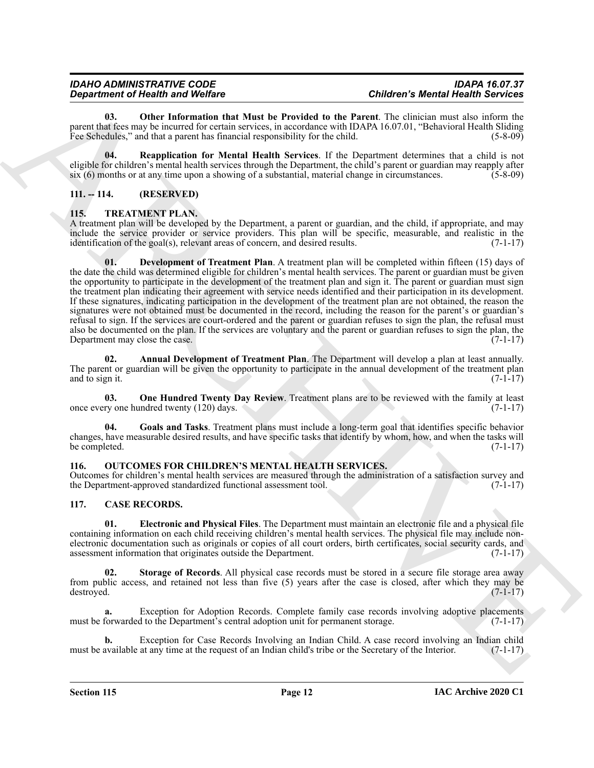**03. Other Information that Must be Provided to the Parent**. The clinician must also inform the parent that fees may be incurred for certain services, in accordance with IDAPA 16.07.01, "Behavioral Health Sliding Fee Schedules," and that a parent has financial responsibility for the child. (5-8-09)

**04. Reapplication for Mental Health Services**. If the Department determines that a child is not eligible for children's mental health services through the Department, the child's parent or guardian may reapply after six (6) months or at any time upon a showing of a substantial, material change in circumstances. (5-8-09)

## 111. -- 114. (RESERVED)

## 115. TREATMENT PLAN.

A treatment plan will be developed by the Department, a parent or guardian, and the child, if appropriate, and may include the service provider or service providers. This plan will be specific, measurable, and realistic in the identification of the goal(s), relevant areas of concern, and desired results. (7-1-17)

**01. Development of Treatment Plan**. A treatment plan will be completed within fifteen (15) days of the date the child was determined eligible for children's mental health services. The parent or guardian must be given the opportunity to participate in the development of the treatment plan and sign it. The parent or guardian must sign the treatment plan indicating their agreement with service needs identified and their participation in its development. If these signatures, indicating participation in the development of the treatment plan are not obtained, the reason the signatures were not obtained must be documented in the record, including the reason for the parent's or guardian's refusal to sign. If the services are court-ordered and the parent or guardian refuses to sign the plan, the refusal must also be documented on the plan. If the services are voluntary and the parent or guardian refuses to sign the plan, the Department may close the case. (7-1-17)

**02. Annual Development of Treatment Plan**. The Department will develop a plan at least annually. The parent or guardian will be given the opportunity to participate in the annual development of the treatment plan and to sign it. (7-1-17)

**03. One Hundred Twenty Day Review**. Treatment plans are to be reviewed with the family at least once every one hundred twenty (120) days. (7-1-17)

**04. Goals and Tasks**. Treatment plans must include a long-term goal that identifies specific behavior changes, have measurable desired results, and have specific tasks that identify by whom, how, and when the tasks will be completed. (7-1-17)

## 116. OUTCOMES FOR CHILDREN'S MENTAL HEALTH SERVICES.

Outcomes for children's mental health services are measured through the administration of a satisfaction survey and the Department-approved standardized functional assessment tool. (7-1-17)

## 117. CASE RECORDS.

**01. Electronic and Physical Files**. The Department must maintain an electronic file and a physical file containing information on each child receiving children's mental health services. The physical file may include non-electronic documentation such as originals or copies of all court orders, birth certificates, social security cards, and assessment information that originates outside the Department. (7-1-17)

**02. Storage of Records**. All physical case records must be stored in a secure file storage area away from public access, and retained not less than five (5) years after the case is closed, after which they may be destroyed. (7-1-17)

**a.** Exception for Adoption Records. Complete family case records involving adoptive placements must be forwarded to the Department's central adoption unit for permanent storage. (7-1-17)

**b.** Exception for Case Records Involving an Indian Child. A case record involving an Indian child must be available at any time at the request of an Indian child's tribe or the Secretary of the Interior. (7-1-17)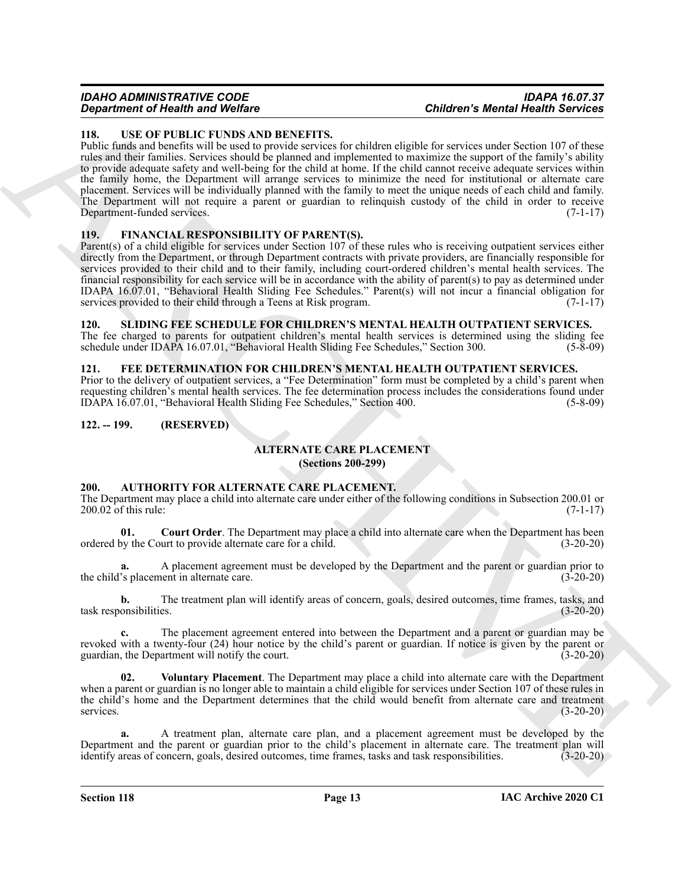### 118. USE OF PUBLIC FUNDS AND BENEFITS.

Public funds and benefits will be used to provide services for children eligible for services under Section 107 of these rules and their families. Services should be planned and implemented to maximize the support of the family's ability to provide adequate safety and well-being for the child at home. If the child cannot receive adequate services within the family home, the Department will arrange services to minimize the need for institutional or alternate care placement. Services will be individually planned with the family to meet the unique needs of each child and family. The Department will not require a parent or guardian to relinquish custody of the child in order to receive Department-funded services. (7-1-17)

### 119. FINANCIAL RESPONSIBILITY OF PARENT(S).

Parent(s) of a child eligible for services under Section 107 of these rules who is receiving outpatient services either directly from the Department, or through Department contracts with private providers, are financially responsible for services provided to their child and to their family, including court-ordered children's mental health services. The financial responsibility for each service will be in accordance with the ability of parent(s) to pay as determined under IDAPA 16.07.01, "Behavioral Health Sliding Fee Schedules." Parent(s) will not incur a financial obligation for services provided to their child through a Teens at Risk program. (7-1-17)

### 120. SLIDING FEE SCHEDULE FOR CHILDREN'S MENTAL HEALTH OUTPATIENT SERVICES.

The fee charged to parents for outpatient children's mental health services is determined using the sliding fee schedule under IDAPA 16.07.01, "Behavioral Health Sliding Fee Schedules," Section 300. (5-8-09)

### 121. FEE DETERMINATION FOR CHILDREN'S MENTAL HEALTH OUTPATIENT SERVICES.

Prior to the delivery of outpatient services, a "Fee Determination" form must be completed by a child's parent when requesting children's mental health services. The fee determination process includes the considerations found under IDAPA 16.07.01, "Behavioral Health Sliding Fee Schedules," Section 400. (5-8-09)

### 122. -- 199. (RESERVED)

## ALTERNATE CARE PLACEMENT
## (Sections 200-299)

### 200. AUTHORITY FOR ALTERNATE CARE PLACEMENT.

The Department may place a child into alternate care under either of the following conditions in Subsection 200.01 or 200.02 of this rule: (7-1-17)

**01. Court Order**. The Department may place a child into alternate care when the Department has been ordered by the Court to provide alternate care for a child. (3-20-20)

**a.** A placement agreement must be developed by the Department and the parent or guardian prior to the child's placement in alternate care. (3-20-20)

**b.** The treatment plan will identify areas of concern, goals, desired outcomes, time frames, tasks, and task responsibilities. (3-20-20)

**c.** The placement agreement entered into between the Department and a parent or guardian may be revoked with a twenty-four (24) hour notice by the child's parent or guardian. If notice is given by the parent or guardian, the Department will notify the court. (3-20-20)

**02. Voluntary Placement**. The Department may place a child into alternate care with the Department when a parent or guardian is no longer able to maintain a child eligible for services under Section 107 of these rules in the child's home and the Department determines that the child would benefit from alternate care and treatment services. (3-20-20)

**a.** A treatment plan, alternate care plan, and a placement agreement must be developed by the Department and the parent or guardian prior to the child's placement in alternate care. The treatment plan will identify areas of concern, goals, desired outcomes, time frames, tasks and task responsibilities. (3-20-20)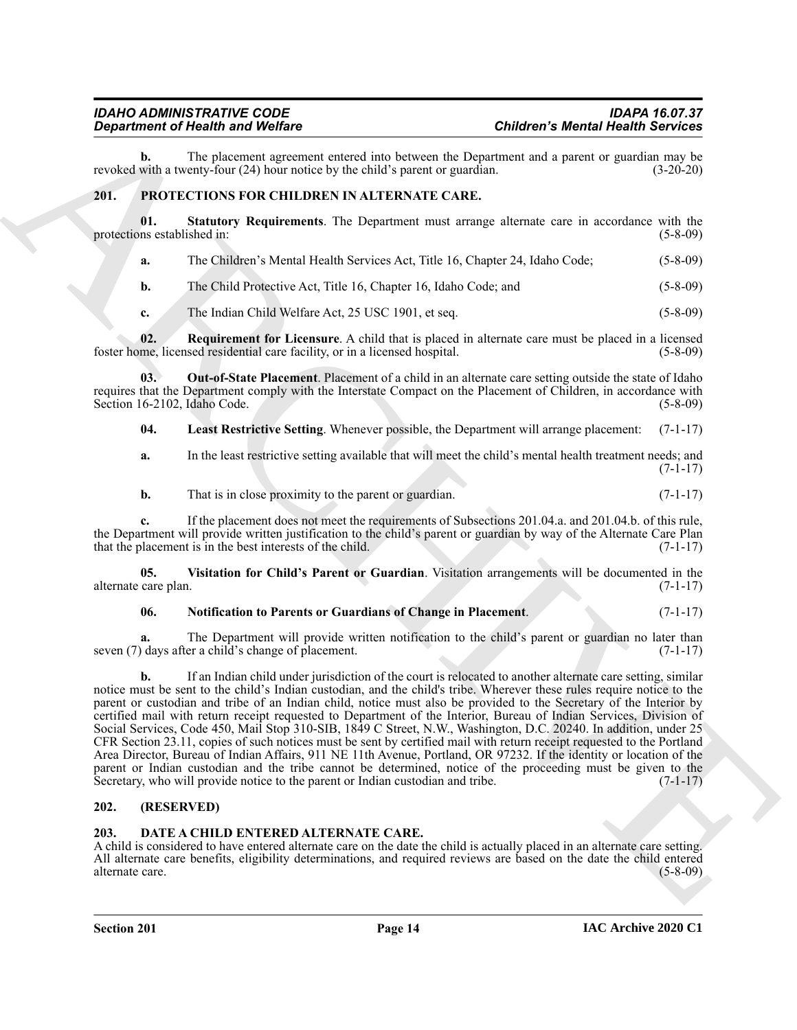**b.** The placement agreement entered into between the Department and a parent or guardian may be revoked with a twenty-four (24) hour notice by the child's parent or guardian. (3-20-20)

## 201. PROTECTIONS FOR CHILDREN IN ALTERNATE CARE.

**01. Statutory Requirements**. The Department must arrange alternate care in accordance with the protections established in: (5-8-09)

**a.** The Children's Mental Health Services Act, Title 16, Chapter 24, Idaho Code; (5-8-09)

**b.** The Child Protective Act, Title 16, Chapter 16, Idaho Code; and (5-8-09)

**c.** The Indian Child Welfare Act, 25 USC 1901, et seq. (5-8-09)

**02. Requirement for Licensure**. A child that is placed in alternate care must be placed in a licensed foster home, licensed residential care facility, or in a licensed hospital. (5-8-09)

**03. Out-of-State Placement**. Placement of a child in an alternate care setting outside the state of Idaho requires that the Department comply with the Interstate Compact on the Placement of Children, in accordance with Section 16-2102, Idaho Code. (5-8-09)

**04. Least Restrictive Setting**. Whenever possible, the Department will arrange placement: (7-1-17)

**a.** In the least restrictive setting available that will meet the child's mental health treatment needs; and (7-1-17)

**b.** That is in close proximity to the parent or guardian. (7-1-17)

**c.** If the placement does not meet the requirements of Subsections 201.04.a. and 201.04.b. of this rule, the Department will provide written justification to the child's parent or guardian by way of the Alternate Care Plan that the placement is in the best interests of the child. (7-1-17)

**05. Visitation for Child's Parent or Guardian**. Visitation arrangements will be documented in the alternate care plan. (7-1-17)

**06. Notification to Parents or Guardians of Change in Placement**. (7-1-17)

**a.** The Department will provide written notification to the child's parent or guardian no later than seven (7) days after a child's change of placement. (7-1-17)

**b.** If an Indian child under jurisdiction of the court is relocated to another alternate care setting, similar notice must be sent to the child's Indian custodian, and the child's tribe. Wherever these rules require notice to the parent or custodian and tribe of an Indian child, notice must also be provided to the Secretary of the Interior by certified mail with return receipt requested to Department of the Interior, Bureau of Indian Services, Division of Social Services, Code 450, Mail Stop 310-SIB, 1849 C Street, N.W., Washington, D.C. 20240. In addition, under 25 CFR Section 23.11, copies of such notices must be sent by certified mail with return receipt requested to the Portland Area Director, Bureau of Indian Affairs, 911 NE 11th Avenue, Portland, OR 97232. If the identity or location of the parent or Indian custodian and the tribe cannot be determined, notice of the proceeding must be given to the Secretary, who will provide notice to the parent or Indian custodian and tribe. (7-1-17)

## 202. (RESERVED)

## 203. DATE A CHILD ENTERED ALTERNATE CARE.

A child is considered to have entered alternate care on the date the child is actually placed in an alternate care setting. All alternate care benefits, eligibility determinations, and required reviews are based on the date the child entered alternate care. (5-8-09)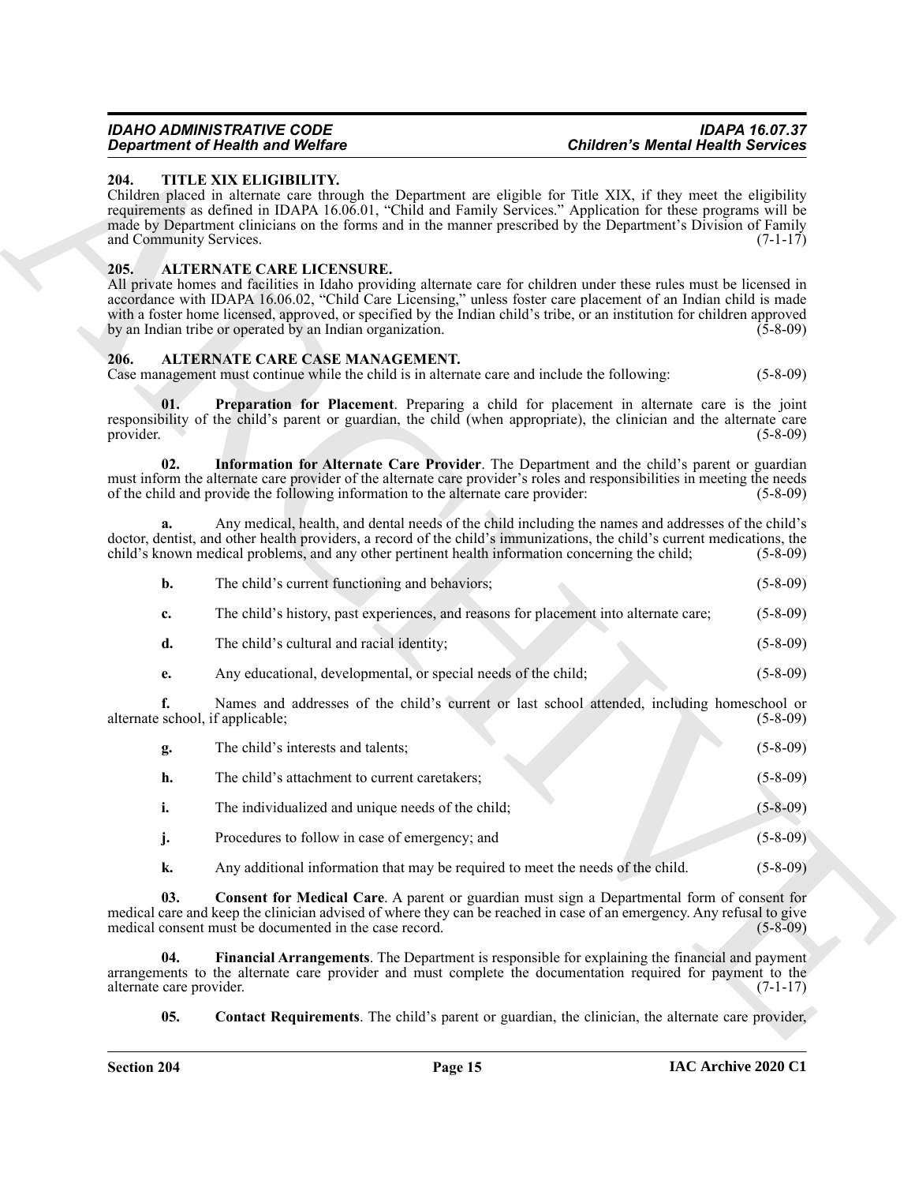## 204. TITLE XIX ELIGIBILITY.

Children placed in alternate care through the Department are eligible for Title XIX, if they meet the eligibility requirements as defined in IDAPA 16.06.01, "Child and Family Services." Application for these programs will be made by Department clinicians on the forms and in the manner prescribed by the Department's Division of Family and Community Services. (7-1-17)

## 205. ALTERNATE CARE LICENSURE.

All private homes and facilities in Idaho providing alternate care for children under these rules must be licensed in accordance with IDAPA 16.06.02, "Child Care Licensing," unless foster care placement of an Indian child is made with a foster home licensed, approved, or specified by the Indian child's tribe, or an institution for children approved by an Indian tribe or operated by an Indian organization. (5-8-09)

## 206. ALTERNATE CARE CASE MANAGEMENT.

Case management must continue while the child is in alternate care and include the following: (5-8-09)

**01. Preparation for Placement**. Preparing a child for placement in alternate care is the joint responsibility of the child's parent or guardian, the child (when appropriate), the clinician and the alternate care provider. (5-8-09)

**02. Information for Alternate Care Provider**. The Department and the child's parent or guardian must inform the alternate care provider of the alternate care provider's roles and responsibilities in meeting the needs of the child and provide the following information to the alternate care provider: (5-8-09)

**a.** Any medical, health, and dental needs of the child including the names and addresses of the child's doctor, dentist, and other health providers, a record of the child's immunizations, the child's current medications, the child's known medical problems, and any other pertinent health information concerning the child; (5-8-09)

**b.** The child's current functioning and behaviors; (5-8-09)

**c.** The child's history, past experiences, and reasons for placement into alternate care; (5-8-09)

**d.** The child's cultural and racial identity; (5-8-09)

**e.** Any educational, developmental, or special needs of the child; (5-8-09)

**f.** Names and addresses of the child's current or last school attended, including homeschool or alternate school, if applicable; (5-8-09)

**g.** The child's interests and talents; (5-8-09)

**h.** The child's attachment to current caretakers; (5-8-09)

**i.** The individualized and unique needs of the child; (5-8-09)

**j.** Procedures to follow in case of emergency; and (5-8-09)

**k.** Any additional information that may be required to meet the needs of the child. (5-8-09)

**03. Consent for Medical Care**. A parent or guardian must sign a Departmental form of consent for medical care and keep the clinician advised of where they can be reached in case of an emergency. Any refusal to give medical consent must be documented in the case record. (5-8-09)

**04. Financial Arrangements**. The Department is responsible for explaining the financial and payment arrangements to the alternate care provider and must complete the documentation required for payment to the alternate care provider. (7-1-17)

**05. Contact Requirements**. The child's parent or guardian, the clinician, the alternate care provider,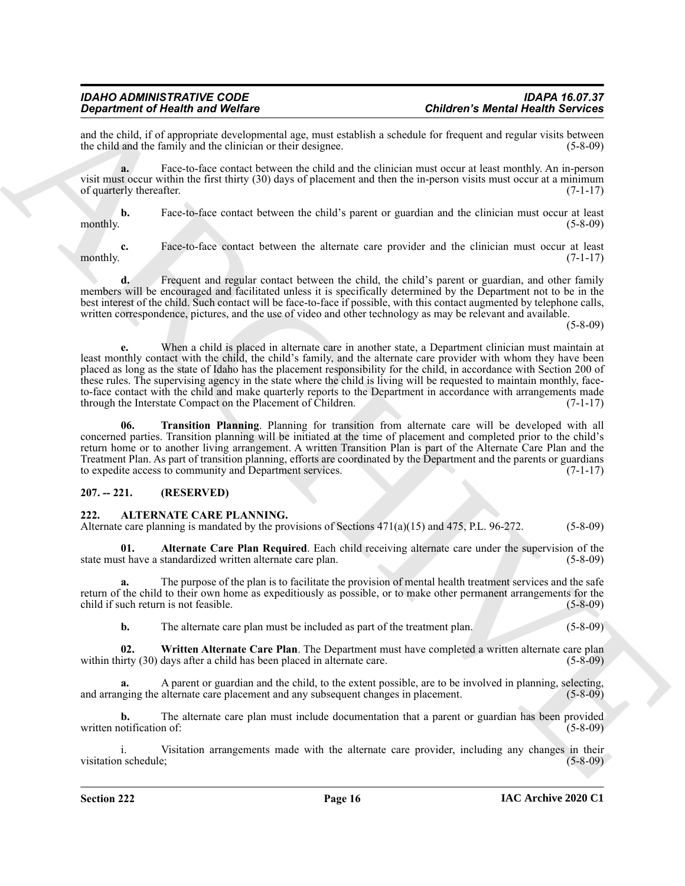and the child, if of appropriate developmental age, must establish a schedule for frequent and regular visits between the child and the family and the clinician or their designee. (5-8-09)

**a.** Face-to-face contact between the child and the clinician must occur at least monthly. An in-person visit must occur within the first thirty (30) days of placement and then the in-person visits must occur at a minimum of quarterly thereafter. (7-1-17)

**b.** Face-to-face contact between the child's parent or guardian and the clinician must occur at least monthly. (5-8-09)

**c.** Face-to-face contact between the alternate care provider and the clinician must occur at least monthly. (7-1-17)

**d.** Frequent and regular contact between the child, the child's parent or guardian, and other family members will be encouraged and facilitated unless it is specifically determined by the Department not to be in the best interest of the child. Such contact will be face-to-face if possible, with this contact augmented by telephone calls, written correspondence, pictures, and the use of video and other technology as may be relevant and available. (5-8-09)

**e.** When a child is placed in alternate care in another state, a Department clinician must maintain at least monthly contact with the child, the child's family, and the alternate care provider with whom they have been placed as long as the state of Idaho has the placement responsibility for the child, in accordance with Section 200 of these rules. The supervising agency in the state where the child is living will be requested to maintain monthly, face-to-face contact with the child and make quarterly reports to the Department in accordance with arrangements made through the Interstate Compact on the Placement of Children. (7-1-17)

**06. Transition Planning**. Planning for transition from alternate care will be developed with all concerned parties. Transition planning will be initiated at the time of placement and completed prior to the child's return home or to another living arrangement. A written Transition Plan is part of the Alternate Care Plan and the Treatment Plan. As part of transition planning, efforts are coordinated by the Department and the parents or guardians to expedite access to community and Department services. (7-1-17)

## 207. -- 221. (RESERVED)

## 222. ALTERNATE CARE PLANNING.

Alternate care planning is mandated by the provisions of Sections 471(a)(15) and 475, P.L. 96-272. (5-8-09)

**01. Alternate Care Plan Required**. Each child receiving alternate care under the supervision of the state must have a standardized written alternate care plan. (5-8-09)

**a.** The purpose of the plan is to facilitate the provision of mental health treatment services and the safe return of the child to their own home as expeditiously as possible, or to make other permanent arrangements for the child if such return is not feasible. (5-8-09)

**b.** The alternate care plan must be included as part of the treatment plan. (5-8-09)

**02. Written Alternate Care Plan**. The Department must have completed a written alternate care plan within thirty (30) days after a child has been placed in alternate care. (5-8-09)

**a.** A parent or guardian and the child, to the extent possible, are to be involved in planning, selecting, and arranging the alternate care placement and any subsequent changes in placement. (5-8-09)

**b.** The alternate care plan must include documentation that a parent or guardian has been provided written notification of: (5-8-09)

i. Visitation arrangements made with the alternate care provider, including any changes in their visitation schedule; (5-8-09)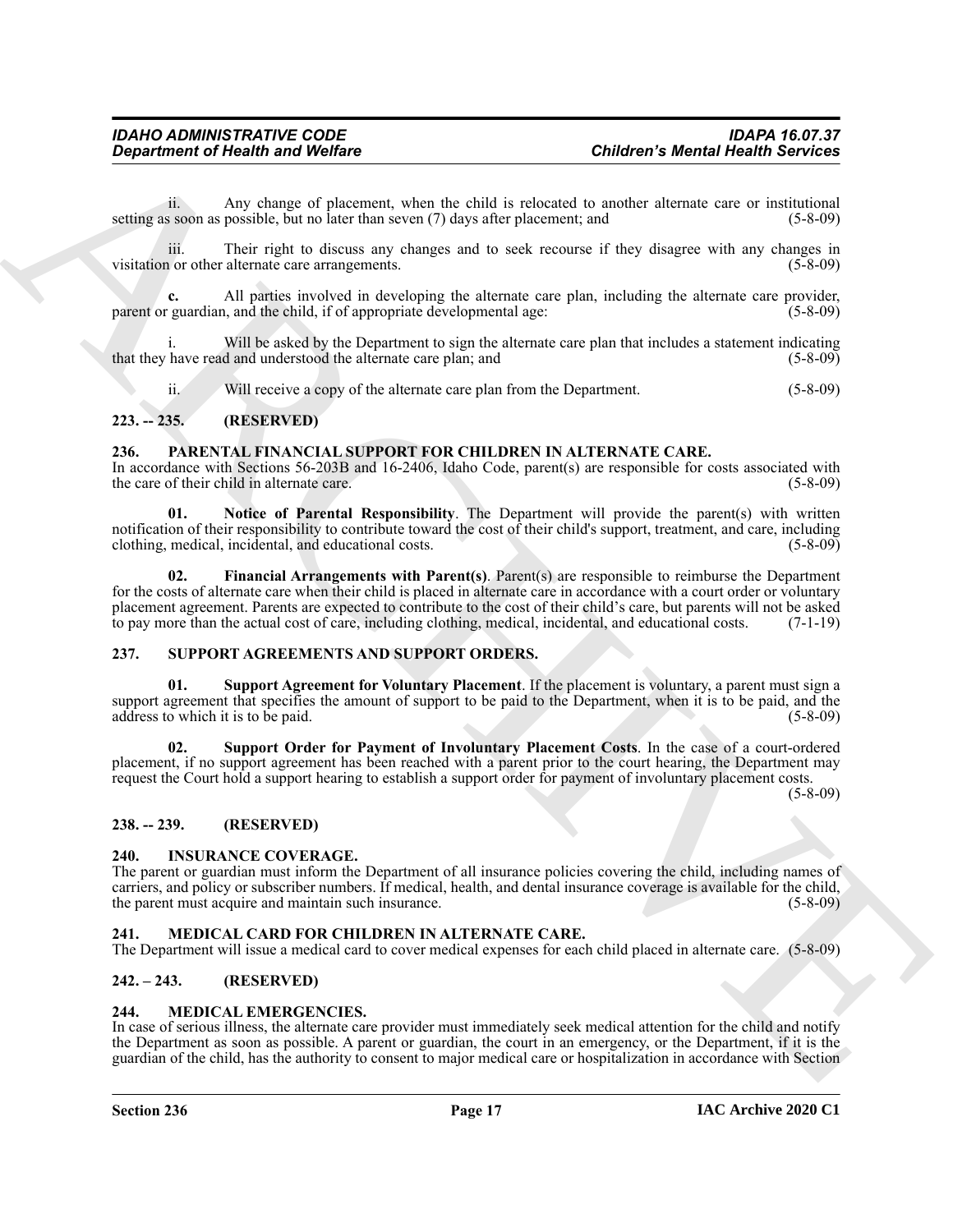ii. Any change of placement, when the child is relocated to another alternate care or institutional setting as soon as possible, but no later than seven (7) days after placement; and (5-8-09)

iii. Their right to discuss any changes and to seek recourse if they disagree with any changes in visitation or other alternate care arrangements. (5-8-09)

**c.** All parties involved in developing the alternate care plan, including the alternate care provider, parent or guardian, and the child, if of appropriate developmental age: (5-8-09)

i. Will be asked by the Department to sign the alternate care plan that includes a statement indicating that they have read and understood the alternate care plan; and (5-8-09)

ii. Will receive a copy of the alternate care plan from the Department. (5-8-09)

### 223. -- 235. (RESERVED)

### 236. PARENTAL FINANCIAL SUPPORT FOR CHILDREN IN ALTERNATE CARE.

In accordance with Sections 56-203B and 16-2406, Idaho Code, parent(s) are responsible for costs associated with the care of their child in alternate care. (5-8-09)

**01. Notice of Parental Responsibility**. The Department will provide the parent(s) with written notification of their responsibility to contribute toward the cost of their child's support, treatment, and care, including clothing, medical, incidental, and educational costs. (5-8-09)

**02. Financial Arrangements with Parent(s)**. Parent(s) are responsible to reimburse the Department for the costs of alternate care when their child is placed in alternate care in accordance with a court order or voluntary placement agreement. Parents are expected to contribute to the cost of their child's care, but parents will not be asked to pay more than the actual cost of care, including clothing, medical, incidental, and educational costs. (7-1-19)

### 237. SUPPORT AGREEMENTS AND SUPPORT ORDERS.

**01. Support Agreement for Voluntary Placement**. If the placement is voluntary, a parent must sign a support agreement that specifies the amount of support to be paid to the Department, when it is to be paid, and the address to which it is to be paid. (5-8-09)

**02. Support Order for Payment of Involuntary Placement Costs**. In the case of a court-ordered placement, if no support agreement has been reached with a parent prior to the court hearing, the Department may request the Court hold a support hearing to establish a support order for payment of involuntary placement costs. (5-8-09)

### 238. -- 239. (RESERVED)

### 240. INSURANCE COVERAGE.

The parent or guardian must inform the Department of all insurance policies covering the child, including names of carriers, and policy or subscriber numbers. If medical, health, and dental insurance coverage is available for the child, the parent must acquire and maintain such insurance. (5-8-09)

### 241. MEDICAL CARD FOR CHILDREN IN ALTERNATE CARE.

The Department will issue a medical card to cover medical expenses for each child placed in alternate care. (5-8-09)

### 242. – 243. (RESERVED)

### 244. MEDICAL EMERGENCIES.

In case of serious illness, the alternate care provider must immediately seek medical attention for the child and notify the Department as soon as possible. A parent or guardian, the court in an emergency, or the Department, if it is the guardian of the child, has the authority to consent to major medical care or hospitalization in accordance with Section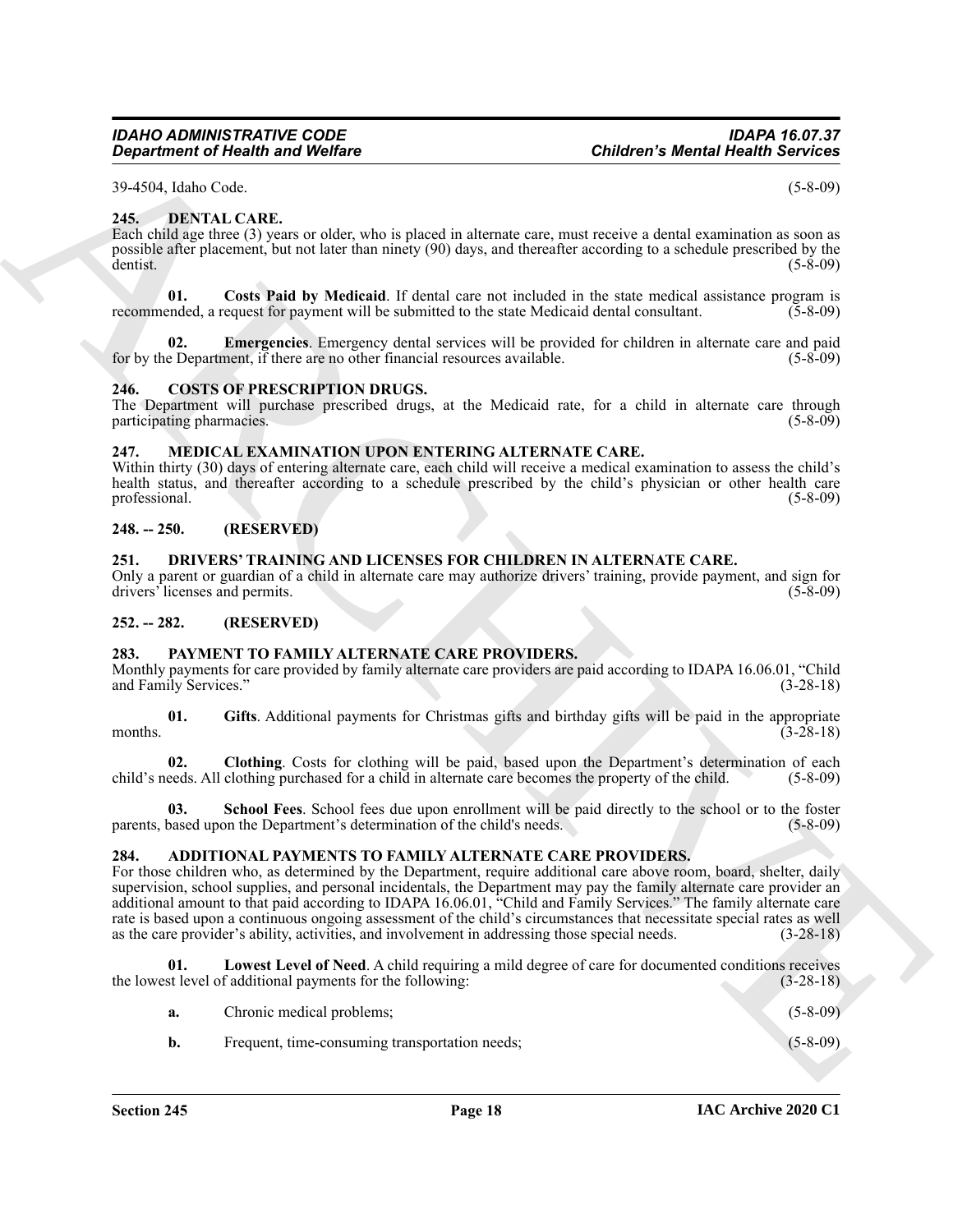39-4504, Idaho Code. (5-8-09)

### 245. DENTAL CARE.

Each child age three (3) years or older, who is placed in alternate care, must receive a dental examination as soon as possible after placement, but not later than ninety (90) days, and thereafter according to a schedule prescribed by the dentist. (5-8-09)

**01. Costs Paid by Medicaid**. If dental care not included in the state medical assistance program is recommended, a request for payment will be submitted to the state Medicaid dental consultant. (5-8-09)

**02. Emergencies**. Emergency dental services will be provided for children in alternate care and paid for by the Department, if there are no other financial resources available. (5-8-09)

### 246. COSTS OF PRESCRIPTION DRUGS.

The Department will purchase prescribed drugs, at the Medicaid rate, for a child in alternate care through participating pharmacies. (5-8-09)

### 247. MEDICAL EXAMINATION UPON ENTERING ALTERNATE CARE.

Within thirty (30) days of entering alternate care, each child will receive a medical examination to assess the child's health status, and thereafter according to a schedule prescribed by the child's physician or other health care professional. (5-8-09)

### 248. -- 250. (RESERVED)

### 251. DRIVERS' TRAINING AND LICENSES FOR CHILDREN IN ALTERNATE CARE.

Only a parent or guardian of a child in alternate care may authorize drivers' training, provide payment, and sign for drivers' licenses and permits. (5-8-09)

### 252. -- 282. (RESERVED)

### 283. PAYMENT TO FAMILY ALTERNATE CARE PROVIDERS.

Monthly payments for care provided by family alternate care providers are paid according to IDAPA 16.06.01, "Child and Family Services." (3-28-18)

**01. Gifts**. Additional payments for Christmas gifts and birthday gifts will be paid in the appropriate months. (3-28-18)

**02. Clothing**. Costs for clothing will be paid, based upon the Department's determination of each child's needs. All clothing purchased for a child in alternate care becomes the property of the child. (5-8-09)

**03. School Fees**. School fees due upon enrollment will be paid directly to the school or to the foster parents, based upon the Department's determination of the child's needs. (5-8-09)

### 284. ADDITIONAL PAYMENTS TO FAMILY ALTERNATE CARE PROVIDERS.

For those children who, as determined by the Department, require additional care above room, board, shelter, daily supervision, school supplies, and personal incidentals, the Department may pay the family alternate care provider an additional amount to that paid according to IDAPA 16.06.01, "Child and Family Services." The family alternate care rate is based upon a continuous ongoing assessment of the child's circumstances that necessitate special rates as well as the care provider's ability, activities, and involvement in addressing those special needs. (3-28-18)

**01. Lowest Level of Need**. A child requiring a mild degree of care for documented conditions receives the lowest level of additional payments for the following: (3-28-18)

**a.** Chronic medical problems; (5-8-09)

**b.** Frequent, time-consuming transportation needs; (5-8-09)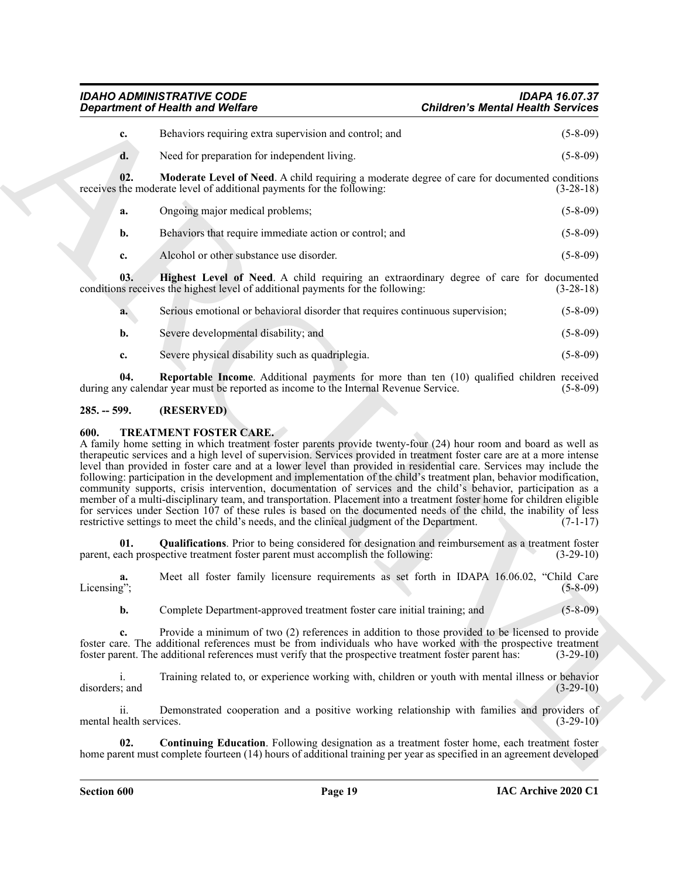**c.** Behaviors requiring extra supervision and control; and (5-8-09)

**d.** Need for preparation for independent living. (5-8-09)

**02. Moderate Level of Need**. A child requiring a moderate degree of care for documented conditions receives the moderate level of additional payments for the following: (3-28-18)

**a.** Ongoing major medical problems; (5-8-09)

**b.** Behaviors that require immediate action or control; and (5-8-09)

**c.** Alcohol or other substance use disorder. (5-8-09)

**03. Highest Level of Need**. A child requiring an extraordinary degree of care for documented conditions receives the highest level of additional payments for the following: (3-28-18)

**a.** Serious emotional or behavioral disorder that requires continuous supervision; (5-8-09)

**b.** Severe developmental disability; and (5-8-09)

**c.** Severe physical disability such as quadriplegia. (5-8-09)

**04. Reportable Income**. Additional payments for more than ten (10) qualified children received during any calendar year must be reported as income to the Internal Revenue Service. (5-8-09)

## 285. -- 599. (RESERVED)

## 600. TREATMENT FOSTER CARE.

A family home setting in which treatment foster parents provide twenty-four (24) hour room and board as well as therapeutic services and a high level of supervision. Services provided in treatment foster care are at a more intense level than provided in foster care and at a lower level than provided in residential care. Services may include the following: participation in the development and implementation of the child's treatment plan, behavior modification, community supports, crisis intervention, documentation of services and the child's behavior, participation as a member of a multi-disciplinary team, and transportation. Placement into a treatment foster home for children eligible for services under Section 107 of these rules is based on the documented needs of the child, the inability of less restrictive settings to meet the child's needs, and the clinical judgment of the Department. (7-1-17)

**01. Qualifications**. Prior to being considered for designation and reimbursement as a treatment foster parent, each prospective treatment foster parent must accomplish the following: (3-29-10)

**a.** Meet all foster family licensure requirements as set forth in IDAPA 16.06.02, "Child Care Licensing"; (5-8-09)

**b.** Complete Department-approved treatment foster care initial training; and (5-8-09)

**c.** Provide a minimum of two (2) references in addition to those provided to be licensed to provide foster care. The additional references must be from individuals who have worked with the prospective treatment foster parent. The additional references must verify that the prospective treatment foster parent has: (3-29-10)

i. Training related to, or experience working with, children or youth with mental illness or behavior disorders; and (3-29-10)

ii. Demonstrated cooperation and a positive working relationship with families and providers of mental health services. (3-29-10)

**02. Continuing Education**. Following designation as a treatment foster home, each treatment foster home parent must complete fourteen (14) hours of additional training per year as specified in an agreement developed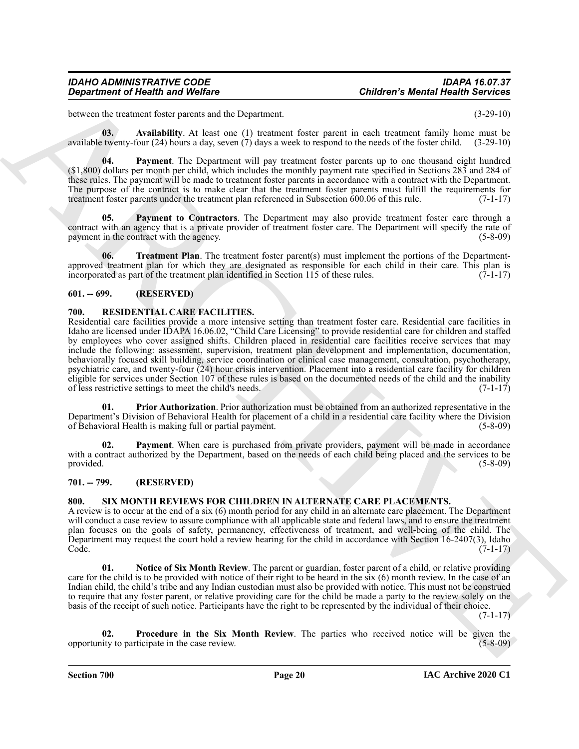between the treatment foster parents and the Department. (3-29-10)

**03. Availability**. At least one (1) treatment foster parent in each treatment family home must be available twenty-four (24) hours a day, seven (7) days a week to respond to the needs of the foster child. (3-29-10)

**04. Payment**. The Department will pay treatment foster parents up to one thousand eight hundred ($1,800) dollars per month per child, which includes the monthly payment rate specified in Sections 283 and 284 of these rules. The payment will be made to treatment foster parents in accordance with a contract with the Department. The purpose of the contract is to make clear that the treatment foster parents must fulfill the requirements for treatment foster parents under the treatment plan referenced in Subsection 600.06 of this rule. (7-1-17)

**05. Payment to Contractors**. The Department may also provide treatment foster care through a contract with an agency that is a private provider of treatment foster care. The Department will specify the rate of payment in the contract with the agency. (5-8-09)

**06. Treatment Plan**. The treatment foster parent(s) must implement the portions of the Department-approved treatment plan for which they are designated as responsible for each child in their care. This plan is incorporated as part of the treatment plan identified in Section 115 of these rules. (7-1-17)

## 601. -- 699. (RESERVED)

## 700. RESIDENTIAL CARE FACILITIES.

Residential care facilities provide a more intensive setting than treatment foster care. Residential care facilities in Idaho are licensed under IDAPA 16.06.02, "Child Care Licensing" to provide residential care for children and staffed by employees who cover assigned shifts. Children placed in residential care facilities receive services that may include the following: assessment, supervision, treatment plan development and implementation, documentation, behaviorally focused skill building, service coordination or clinical case management, consultation, psychotherapy, psychiatric care, and twenty-four (24) hour crisis intervention. Placement into a residential care facility for children eligible for services under Section 107 of these rules is based on the documented needs of the child and the inability of less restrictive settings to meet the child's needs. (7-1-17)

**01. Prior Authorization**. Prior authorization must be obtained from an authorized representative in the Department's Division of Behavioral Health for placement of a child in a residential care facility where the Division of Behavioral Health is making full or partial payment. (5-8-09)

**02. Payment**. When care is purchased from private providers, payment will be made in accordance with a contract authorized by the Department, based on the needs of each child being placed and the services to be provided. (5-8-09)

## 701. -- 799. (RESERVED)

## 800. SIX MONTH REVIEWS FOR CHILDREN IN ALTERNATE CARE PLACEMENTS.

A review is to occur at the end of a six (6) month period for any child in an alternate care placement. The Department will conduct a case review to assure compliance with all applicable state and federal laws, and to ensure the treatment plan focuses on the goals of safety, permanency, effectiveness of treatment, and well-being of the child. The Department may request the court hold a review hearing for the child in accordance with Section 16-2407(3), Idaho Code. (7-1-17)

**01. Notice of Six Month Review**. The parent or guardian, foster parent of a child, or relative providing care for the child is to be provided with notice of their right to be heard in the six (6) month review. In the case of an Indian child, the child's tribe and any Indian custodian must also be provided with notice. This must not be construed to require that any foster parent, or relative providing care for the child be made a party to the review solely on the basis of the receipt of such notice. Participants have the right to be represented by the individual of their choice. (7-1-17)

**02. Procedure in the Six Month Review**. The parties who received notice will be given the opportunity to participate in the case review. (5-8-09)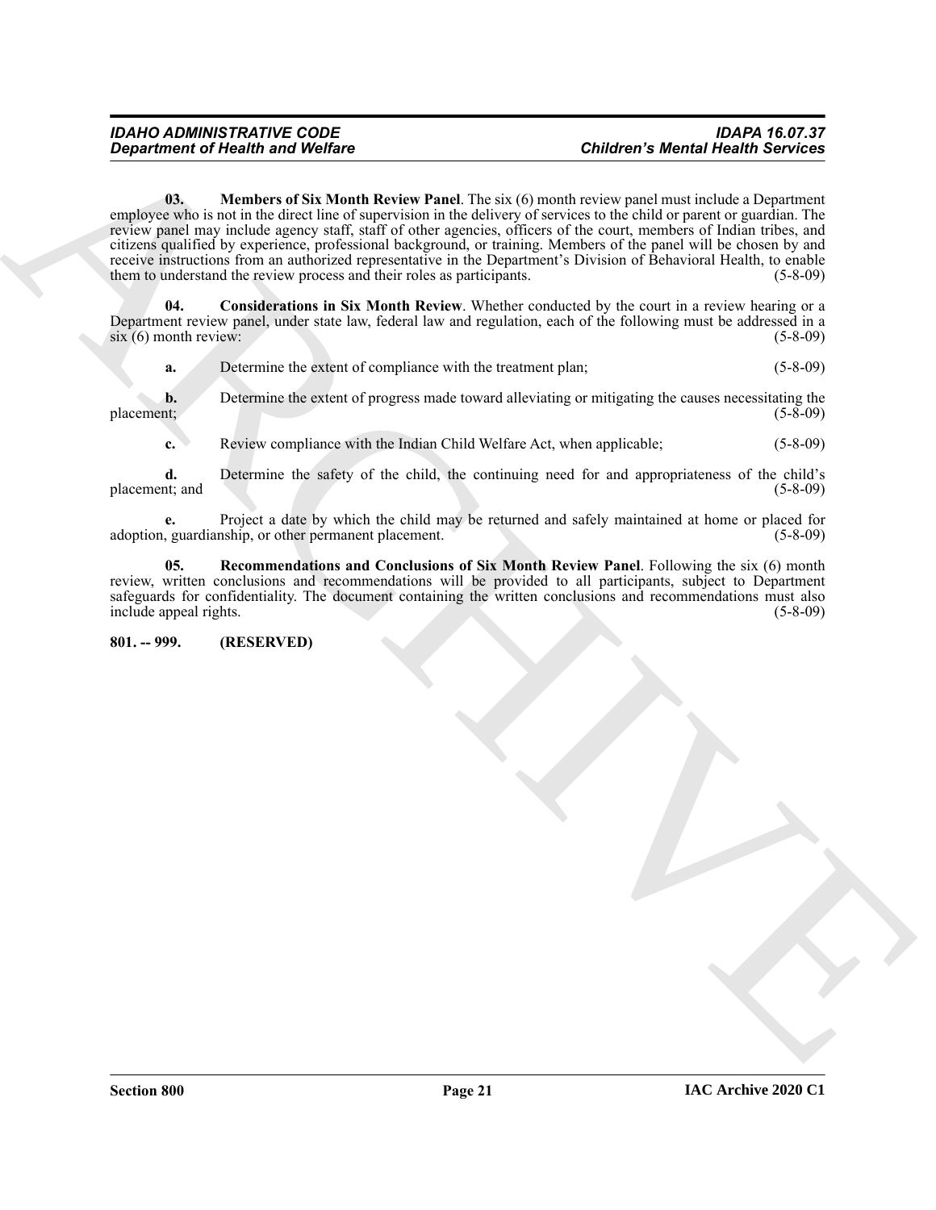**03. Members of Six Month Review Panel**. The six (6) month review panel must include a Department employee who is not in the direct line of supervision in the delivery of services to the child or parent or guardian. The review panel may include agency staff, staff of other agencies, officers of the court, members of Indian tribes, and citizens qualified by experience, professional background, or training. Members of the panel will be chosen by and receive instructions from an authorized representative in the Department's Division of Behavioral Health, to enable them to understand the review process and their roles as participants. (5-8-09)

**04. Considerations in Six Month Review**. Whether conducted by the court in a review hearing or a Department review panel, under state law, federal law and regulation, each of the following must be addressed in a six (6) month review: (5-8-09)

**a.** Determine the extent of compliance with the treatment plan; (5-8-09)

**b.** Determine the extent of progress made toward alleviating or mitigating the causes necessitating the placement; (5-8-09)

**c.** Review compliance with the Indian Child Welfare Act, when applicable; (5-8-09)

**d.** Determine the safety of the child, the continuing need for and appropriateness of the child's placement; and (5-8-09)

**e.** Project a date by which the child may be returned and safely maintained at home or placed for adoption, guardianship, or other permanent placement. (5-8-09)

**05. Recommendations and Conclusions of Six Month Review Panel**. Following the six (6) month review, written conclusions and recommendations will be provided to all participants, subject to Department safeguards for confidentiality. The document containing the written conclusions and recommendations must also include appeal rights. (5-8-09)

### 801. -- 999. (RESERVED)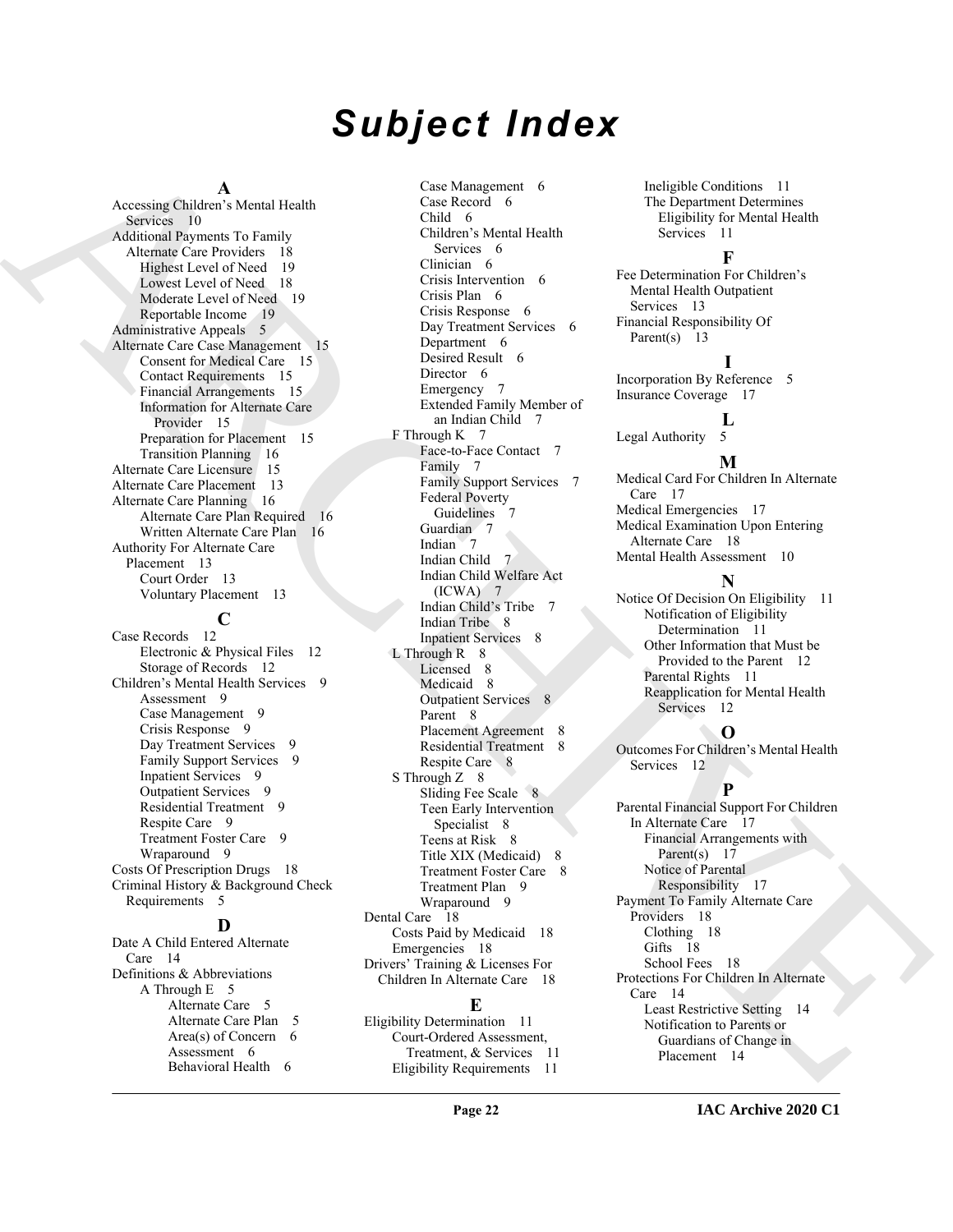# Subject Index

**A**

Accessing Children's Mental Health Services 10
Additional Payments To Family Alternate Care Providers 18
- Highest Level of Need 19
- Lowest Level of Need 18
- Moderate Level of Need 19
- Reportable Income 19

Administrative Appeals 5
Alternate Care Case Management 15
- Consent for Medical Care 15
- Contact Requirements 15
- Financial Arrangements 15
- Information for Alternate Care Provider 15
- Preparation for Placement 15
- Transition Planning 16

Alternate Care Licensure 15
Alternate Care Placement 13
Alternate Care Planning 16
- Alternate Care Plan Required 16
- Written Alternate Care Plan 16

Authority For Alternate Care Placement 13
- Court Order 13
- Voluntary Placement 13

**C**

Case Records 12
- Electronic & Physical Files 12
- Storage of Records 12

Children's Mental Health Services 9
- Assessment 9
- Case Management 9
- Crisis Response 9
- Day Treatment Services 9
- Family Support Services 9
- Inpatient Services 9
- Outpatient Services 9
- Residential Treatment 9
- Respite Care 9
- Treatment Foster Care 9
- Wraparound 9

Costs Of Prescription Drugs 18
Criminal History & Background Check Requirements 5

**D**

Date A Child Entered Alternate Care 14
Definitions & Abbreviations
- A Through E 5
  - Alternate Care 5
  - Alternate Care Plan 5
  - Area(s) of Concern 6
  - Assessment 6
  - Behavioral Health 6
  - Case Management 6
  - Case Record 6
  - Child 6
  - Children's Mental Health Services 6
  - Clinician 6
  - Crisis Intervention 6
  - Crisis Plan 6
  - Crisis Response 6
  - Day Treatment Services 6
  - Department 6
  - Desired Result 6
  - Director 6
  - Emergency 7
  - Extended Family Member of an Indian Child 7
- F Through K 7
  - Face-to-Face Contact 7
  - Family 7
  - Family Support Services 7
  - Federal Poverty Guidelines 7
  - Guardian 7
  - Indian 7
  - Indian Child 7
  - Indian Child Welfare Act (ICWA) 7
  - Indian Child's Tribe 7
  - Indian Tribe 8
  - Inpatient Services 8
- L Through R 8
  - Licensed 8
  - Medicaid 8
  - Outpatient Services 8
  - Parent 8
  - Placement Agreement 8
  - Residential Treatment 8
  - Respite Care 8
- S Through Z 8
  - Sliding Fee Scale 8
  - Teen Early Intervention Specialist 8
  - Teens at Risk 8
  - Title XIX (Medicaid) 8
  - Treatment Foster Care 8
  - Treatment Plan 9
  - Wraparound 9

Dental Care 18
- Costs Paid by Medicaid 18
- Emergencies 18

Drivers' Training & Licenses For Children In Alternate Care 18

**E**

Eligibility Determination 11
- Court-Ordered Assessment, Treatment, & Services 11
- Eligibility Requirements 11
- Ineligible Conditions 11
- The Department Determines Eligibility for Mental Health Services 11

**F**

Fee Determination For Children's Mental Health Outpatient Services 13
Financial Responsibility Of Parent(s) 13

**I**

Incorporation By Reference 5
Insurance Coverage 17

**L**

Legal Authority 5

**M**

Medical Card For Children In Alternate Care 17
Medical Emergencies 17
Medical Examination Upon Entering Alternate Care 18
Mental Health Assessment 10

**N**

Notice Of Decision On Eligibility 11
- Notification of Eligibility Determination 11
- Other Information that Must be Provided to the Parent 12
- Parental Rights 11
- Reapplication for Mental Health Services 12

**O**

Outcomes For Children's Mental Health Services 12

**P**

Parental Financial Support For Children In Alternate Care 17
- Financial Arrangements with Parent(s) 17
- Notice of Parental Responsibility 17

Payment To Family Alternate Care Providers 18
- Clothing 18
- Gifts 18
- School Fees 18

Protections For Children In Alternate Care 14
- Least Restrictive Setting 14
- Notification to Parents or Guardians of Change in Placement 14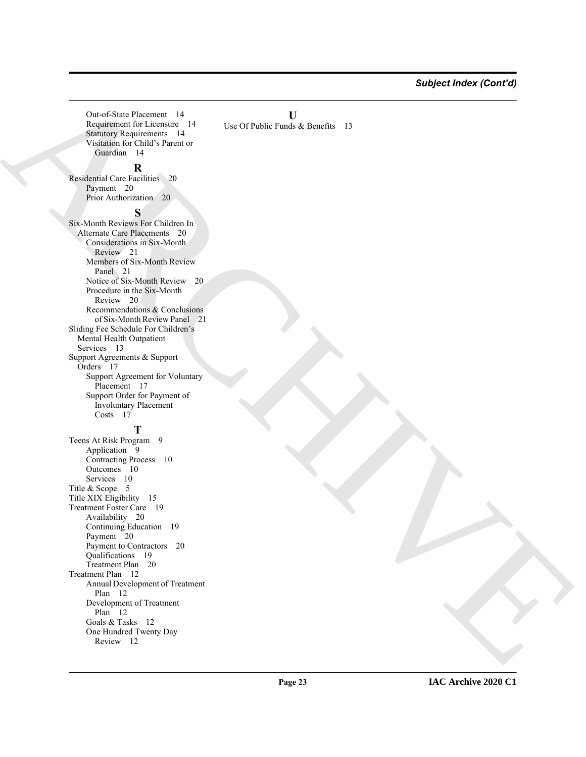Out-of-State Placement 14
Requirement for Licensure 14
Statutory Requirements 14
Visitation for Child's Parent or Guardian 14

**R**

Residential Care Facilities 20
Payment 20
Prior Authorization 20

**S**

Six-Month Reviews For Children In Alternate Care Placements 20
Considerations in Six-Month Review 21
Members of Six-Month Review Panel 21
Notice of Six-Month Review 20
Procedure in the Six-Month Review 20
Recommendations & Conclusions of Six-Month Review Panel 21
Sliding Fee Schedule For Children's Mental Health Outpatient Services 13
Support Agreements & Support Orders 17
Support Agreement for Voluntary Placement 17
Support Order for Payment of Involuntary Placement Costs 17

**T**

Teens At Risk Program 9
Application 9
Contracting Process 10
Outcomes 10
Services 10
Title & Scope 5
Title XIX Eligibility 15
Treatment Foster Care 19
Availability 20
Continuing Education 19
Payment 20
Payment to Contractors 20
Qualifications 19
Treatment Plan 20
Treatment Plan 12
Annual Development of Treatment Plan 12
Development of Treatment Plan 12
Goals & Tasks 12
One Hundred Twenty Day Review 12

**U**

Use Of Public Funds & Benefits 13